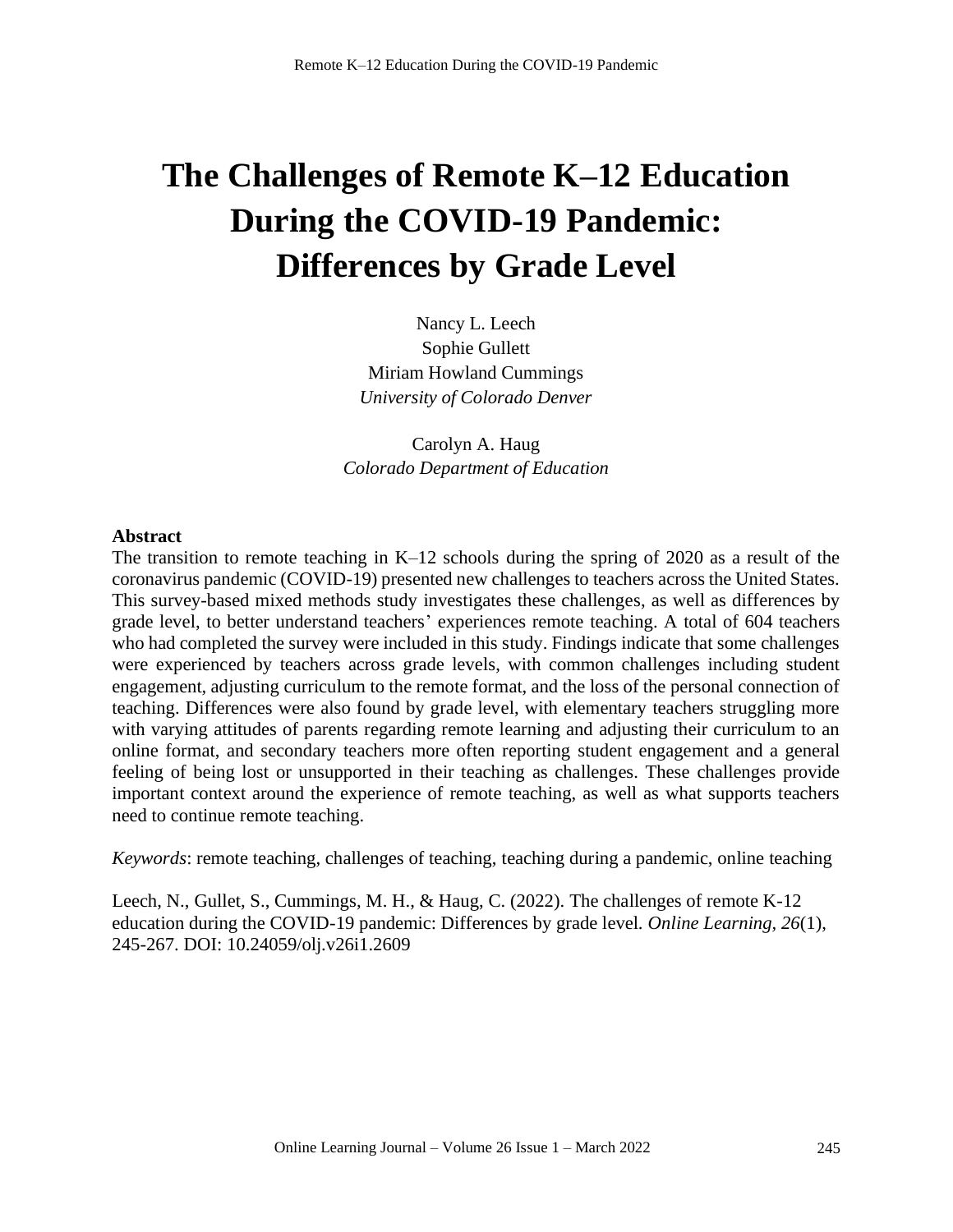# The Challenges of Remote K–12 Education During the COVID-19 Pandemic: Differences by Grade Level

Nancy L. Leech
Sophie Gullett
Miriam Howland Cummings
*University of Colorado Denver*

Carolyn A. Haug
*Colorado Department of Education*

## Abstract

The transition to remote teaching in K–12 schools during the spring of 2020 as a result of the coronavirus pandemic (COVID-19) presented new challenges to teachers across the United States. This survey-based mixed methods study investigates these challenges, as well as differences by grade level, to better understand teachers' experiences remote teaching. A total of 604 teachers who had completed the survey were included in this study. Findings indicate that some challenges were experienced by teachers across grade levels, with common challenges including student engagement, adjusting curriculum to the remote format, and the loss of the personal connection of teaching. Differences were also found by grade level, with elementary teachers struggling more with varying attitudes of parents regarding remote learning and adjusting their curriculum to an online format, and secondary teachers more often reporting student engagement and a general feeling of being lost or unsupported in their teaching as challenges. These challenges provide important context around the experience of remote teaching, as well as what supports teachers need to continue remote teaching.

*Keywords*: remote teaching, challenges of teaching, teaching during a pandemic, online teaching

Leech, N., Gullet, S., Cummings, M. H., & Haug, C. (2022). The challenges of remote K-12 education during the COVID-19 pandemic: Differences by grade level. *Online Learning*, *26*(1), 245-267. DOI: 10.24059/olj.v26i1.2609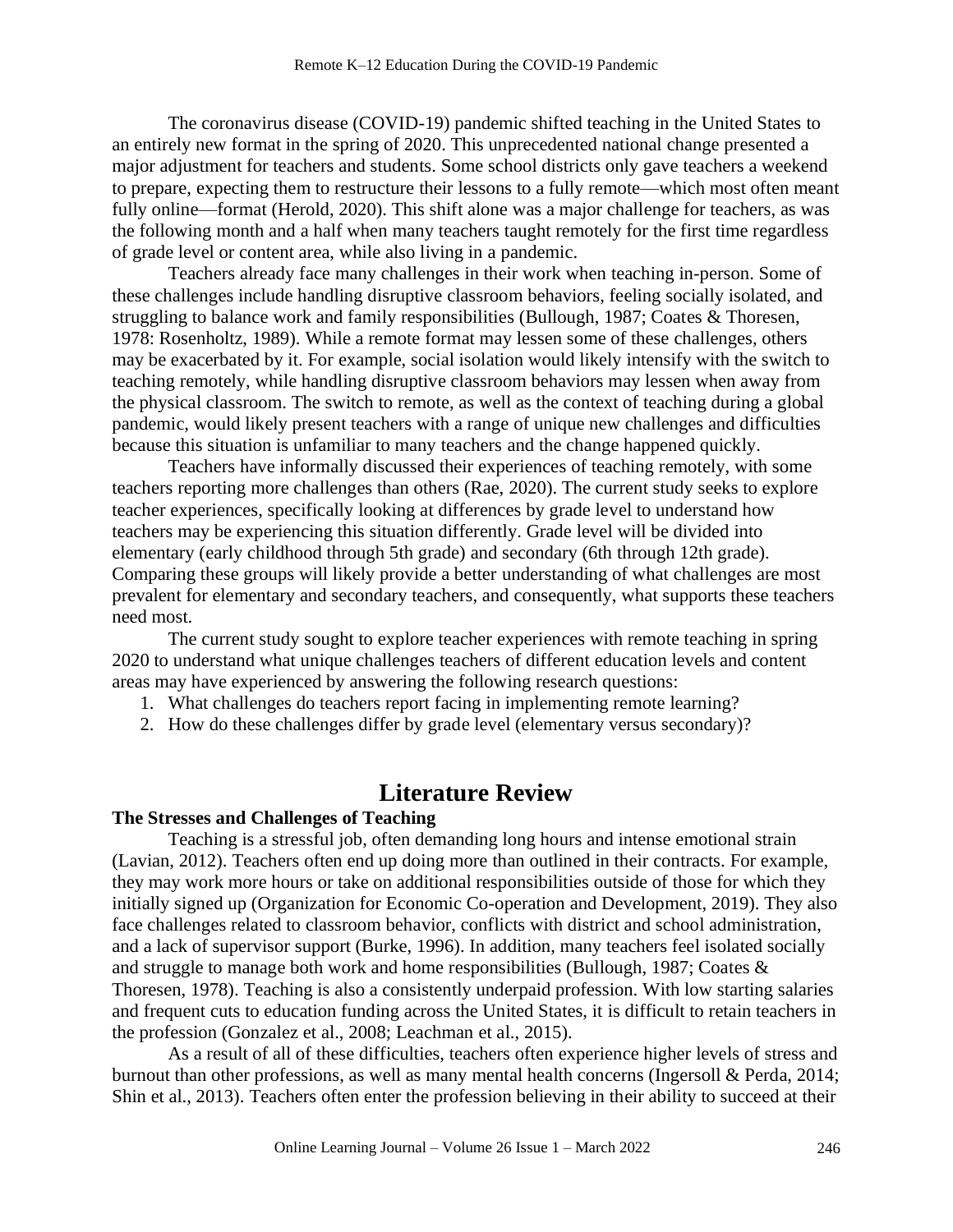The coronavirus disease (COVID-19) pandemic shifted teaching in the United States to an entirely new format in the spring of 2020. This unprecedented national change presented a major adjustment for teachers and students. Some school districts only gave teachers a weekend to prepare, expecting them to restructure their lessons to a fully remote—which most often meant fully online—format (Herold, 2020). This shift alone was a major challenge for teachers, as was the following month and a half when many teachers taught remotely for the first time regardless of grade level or content area, while also living in a pandemic.

Teachers already face many challenges in their work when teaching in-person. Some of these challenges include handling disruptive classroom behaviors, feeling socially isolated, and struggling to balance work and family responsibilities (Bullough, 1987; Coates & Thoresen, 1978: Rosenholtz, 1989). While a remote format may lessen some of these challenges, others may be exacerbated by it. For example, social isolation would likely intensify with the switch to teaching remotely, while handling disruptive classroom behaviors may lessen when away from the physical classroom. The switch to remote, as well as the context of teaching during a global pandemic, would likely present teachers with a range of unique new challenges and difficulties because this situation is unfamiliar to many teachers and the change happened quickly.

Teachers have informally discussed their experiences of teaching remotely, with some teachers reporting more challenges than others (Rae, 2020). The current study seeks to explore teacher experiences, specifically looking at differences by grade level to understand how teachers may be experiencing this situation differently. Grade level will be divided into elementary (early childhood through 5th grade) and secondary (6th through 12th grade). Comparing these groups will likely provide a better understanding of what challenges are most prevalent for elementary and secondary teachers, and consequently, what supports these teachers need most.

The current study sought to explore teacher experiences with remote teaching in spring 2020 to understand what unique challenges teachers of different education levels and content areas may have experienced by answering the following research questions:

1. What challenges do teachers report facing in implementing remote learning?
2. How do these challenges differ by grade level (elementary versus secondary)?

## Literature Review

### The Stresses and Challenges of Teaching

Teaching is a stressful job, often demanding long hours and intense emotional strain (Lavian, 2012). Teachers often end up doing more than outlined in their contracts. For example, they may work more hours or take on additional responsibilities outside of those for which they initially signed up (Organization for Economic Co-operation and Development, 2019). They also face challenges related to classroom behavior, conflicts with district and school administration, and a lack of supervisor support (Burke, 1996). In addition, many teachers feel isolated socially and struggle to manage both work and home responsibilities (Bullough, 1987; Coates & Thoresen, 1978). Teaching is also a consistently underpaid profession. With low starting salaries and frequent cuts to education funding across the United States, it is difficult to retain teachers in the profession (Gonzalez et al., 2008; Leachman et al., 2015).

As a result of all of these difficulties, teachers often experience higher levels of stress and burnout than other professions, as well as many mental health concerns (Ingersoll & Perda, 2014; Shin et al., 2013). Teachers often enter the profession believing in their ability to succeed at their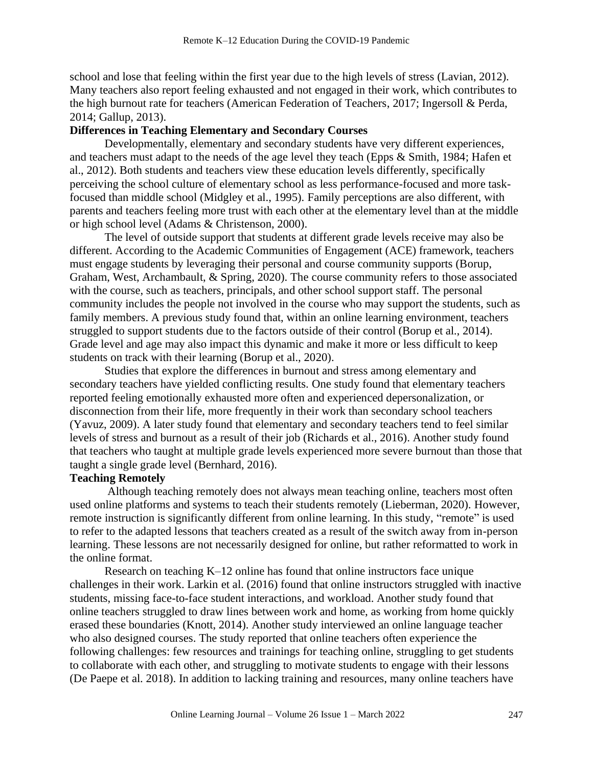school and lose that feeling within the first year due to the high levels of stress (Lavian, 2012). Many teachers also report feeling exhausted and not engaged in their work, which contributes to the high burnout rate for teachers (American Federation of Teachers, 2017; Ingersoll & Perda, 2014; Gallup, 2013).

**Differences in Teaching Elementary and Secondary Courses**

Developmentally, elementary and secondary students have very different experiences, and teachers must adapt to the needs of the age level they teach (Epps & Smith, 1984; Hafen et al., 2012). Both students and teachers view these education levels differently, specifically perceiving the school culture of elementary school as less performance-focused and more task-focused than middle school (Midgley et al., 1995). Family perceptions are also different, with parents and teachers feeling more trust with each other at the elementary level than at the middle or high school level (Adams & Christenson, 2000).

The level of outside support that students at different grade levels receive may also be different. According to the Academic Communities of Engagement (ACE) framework, teachers must engage students by leveraging their personal and course community supports (Borup, Graham, West, Archambault, & Spring, 2020). The course community refers to those associated with the course, such as teachers, principals, and other school support staff. The personal community includes the people not involved in the course who may support the students, such as family members. A previous study found that, within an online learning environment, teachers struggled to support students due to the factors outside of their control (Borup et al., 2014). Grade level and age may also impact this dynamic and make it more or less difficult to keep students on track with their learning (Borup et al., 2020).

Studies that explore the differences in burnout and stress among elementary and secondary teachers have yielded conflicting results. One study found that elementary teachers reported feeling emotionally exhausted more often and experienced depersonalization, or disconnection from their life, more frequently in their work than secondary school teachers (Yavuz, 2009). A later study found that elementary and secondary teachers tend to feel similar levels of stress and burnout as a result of their job (Richards et al., 2016). Another study found that teachers who taught at multiple grade levels experienced more severe burnout than those that taught a single grade level (Bernhard, 2016).

**Teaching Remotely**

Although teaching remotely does not always mean teaching online, teachers most often used online platforms and systems to teach their students remotely (Lieberman, 2020). However, remote instruction is significantly different from online learning. In this study, "remote" is used to refer to the adapted lessons that teachers created as a result of the switch away from in-person learning. These lessons are not necessarily designed for online, but rather reformatted to work in the online format.

Research on teaching K–12 online has found that online instructors face unique challenges in their work. Larkin et al. (2016) found that online instructors struggled with inactive students, missing face-to-face student interactions, and workload. Another study found that online teachers struggled to draw lines between work and home, as working from home quickly erased these boundaries (Knott, 2014). Another study interviewed an online language teacher who also designed courses. The study reported that online teachers often experience the following challenges: few resources and trainings for teaching online, struggling to get students to collaborate with each other, and struggling to motivate students to engage with their lessons (De Paepe et al. 2018). In addition to lacking training and resources, many online teachers have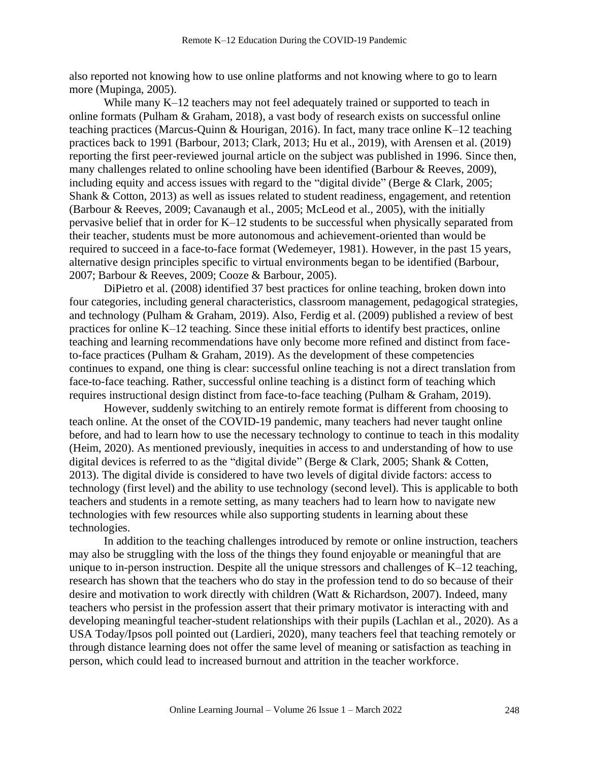also reported not knowing how to use online platforms and not knowing where to go to learn more (Mupinga, 2005).

While many K–12 teachers may not feel adequately trained or supported to teach in online formats (Pulham & Graham, 2018), a vast body of research exists on successful online teaching practices (Marcus-Quinn & Hourigan, 2016). In fact, many trace online K–12 teaching practices back to 1991 (Barbour, 2013; Clark, 2013; Hu et al., 2019), with Arensen et al. (2019) reporting the first peer-reviewed journal article on the subject was published in 1996. Since then, many challenges related to online schooling have been identified (Barbour & Reeves, 2009), including equity and access issues with regard to the "digital divide" (Berge & Clark, 2005; Shank & Cotton, 2013) as well as issues related to student readiness, engagement, and retention (Barbour & Reeves, 2009; Cavanaugh et al., 2005; McLeod et al., 2005), with the initially pervasive belief that in order for K–12 students to be successful when physically separated from their teacher, students must be more autonomous and achievement-oriented than would be required to succeed in a face-to-face format (Wedemeyer, 1981). However, in the past 15 years, alternative design principles specific to virtual environments began to be identified (Barbour, 2007; Barbour & Reeves, 2009; Cooze & Barbour, 2005).

DiPietro et al. (2008) identified 37 best practices for online teaching, broken down into four categories, including general characteristics, classroom management, pedagogical strategies, and technology (Pulham & Graham, 2019). Also, Ferdig et al. (2009) published a review of best practices for online K–12 teaching. Since these initial efforts to identify best practices, online teaching and learning recommendations have only become more refined and distinct from face-to-face practices (Pulham & Graham, 2019). As the development of these competencies continues to expand, one thing is clear: successful online teaching is not a direct translation from face-to-face teaching. Rather, successful online teaching is a distinct form of teaching which requires instructional design distinct from face-to-face teaching (Pulham & Graham, 2019).

However, suddenly switching to an entirely remote format is different from choosing to teach online. At the onset of the COVID-19 pandemic, many teachers had never taught online before, and had to learn how to use the necessary technology to continue to teach in this modality (Heim, 2020). As mentioned previously, inequities in access to and understanding of how to use digital devices is referred to as the "digital divide" (Berge & Clark, 2005; Shank & Cotten, 2013). The digital divide is considered to have two levels of digital divide factors: access to technology (first level) and the ability to use technology (second level). This is applicable to both teachers and students in a remote setting, as many teachers had to learn how to navigate new technologies with few resources while also supporting students in learning about these technologies.

In addition to the teaching challenges introduced by remote or online instruction, teachers may also be struggling with the loss of the things they found enjoyable or meaningful that are unique to in-person instruction. Despite all the unique stressors and challenges of K–12 teaching, research has shown that the teachers who do stay in the profession tend to do so because of their desire and motivation to work directly with children (Watt & Richardson, 2007). Indeed, many teachers who persist in the profession assert that their primary motivator is interacting with and developing meaningful teacher-student relationships with their pupils (Lachlan et al., 2020). As a USA Today/Ipsos poll pointed out (Lardieri, 2020), many teachers feel that teaching remotely or through distance learning does not offer the same level of meaning or satisfaction as teaching in person, which could lead to increased burnout and attrition in the teacher workforce.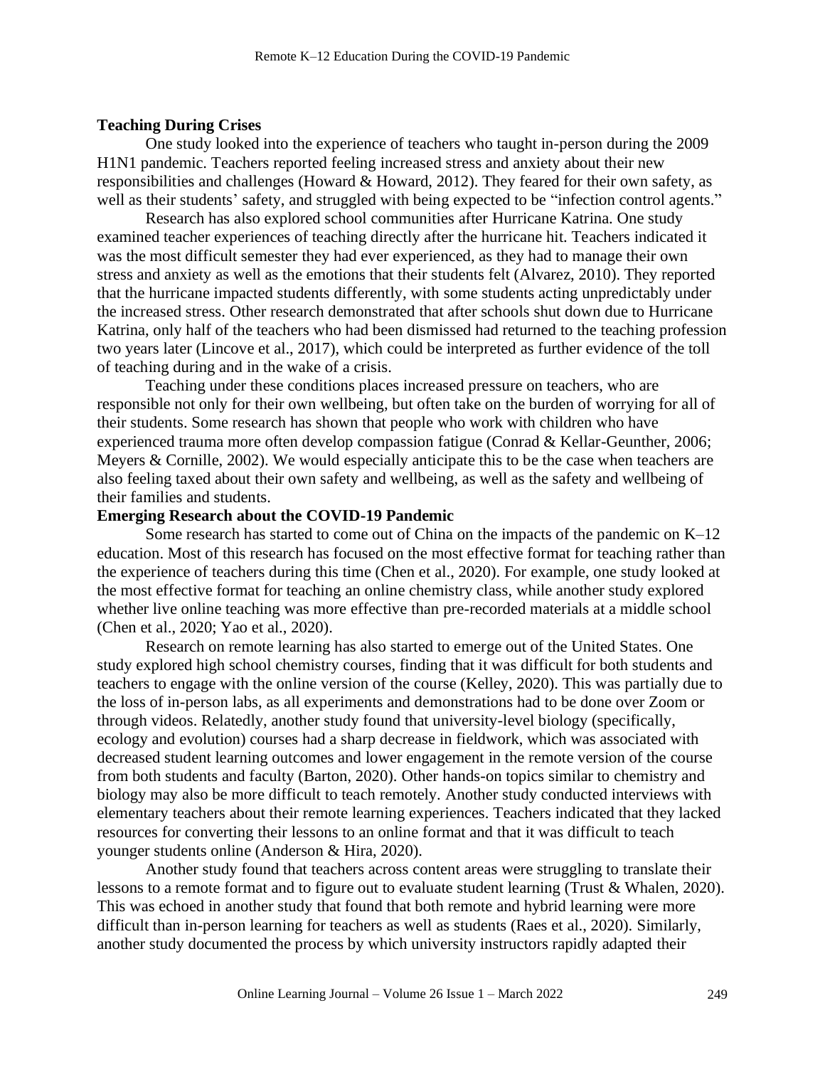### Teaching During Crises

One study looked into the experience of teachers who taught in-person during the 2009 H1N1 pandemic. Teachers reported feeling increased stress and anxiety about their new responsibilities and challenges (Howard & Howard, 2012). They feared for their own safety, as well as their students' safety, and struggled with being expected to be "infection control agents."

Research has also explored school communities after Hurricane Katrina. One study examined teacher experiences of teaching directly after the hurricane hit. Teachers indicated it was the most difficult semester they had ever experienced, as they had to manage their own stress and anxiety as well as the emotions that their students felt (Alvarez, 2010). They reported that the hurricane impacted students differently, with some students acting unpredictably under the increased stress. Other research demonstrated that after schools shut down due to Hurricane Katrina, only half of the teachers who had been dismissed had returned to the teaching profession two years later (Lincove et al., 2017), which could be interpreted as further evidence of the toll of teaching during and in the wake of a crisis.

Teaching under these conditions places increased pressure on teachers, who are responsible not only for their own wellbeing, but often take on the burden of worrying for all of their students. Some research has shown that people who work with children who have experienced trauma more often develop compassion fatigue (Conrad & Kellar-Geunther, 2006; Meyers & Cornille, 2002). We would especially anticipate this to be the case when teachers are also feeling taxed about their own safety and wellbeing, as well as the safety and wellbeing of their families and students.

### Emerging Research about the COVID-19 Pandemic

Some research has started to come out of China on the impacts of the pandemic on K–12 education. Most of this research has focused on the most effective format for teaching rather than the experience of teachers during this time (Chen et al., 2020). For example, one study looked at the most effective format for teaching an online chemistry class, while another study explored whether live online teaching was more effective than pre-recorded materials at a middle school (Chen et al., 2020; Yao et al., 2020).

Research on remote learning has also started to emerge out of the United States. One study explored high school chemistry courses, finding that it was difficult for both students and teachers to engage with the online version of the course (Kelley, 2020). This was partially due to the loss of in-person labs, as all experiments and demonstrations had to be done over Zoom or through videos. Relatedly, another study found that university-level biology (specifically, ecology and evolution) courses had a sharp decrease in fieldwork, which was associated with decreased student learning outcomes and lower engagement in the remote version of the course from both students and faculty (Barton, 2020). Other hands-on topics similar to chemistry and biology may also be more difficult to teach remotely. Another study conducted interviews with elementary teachers about their remote learning experiences. Teachers indicated that they lacked resources for converting their lessons to an online format and that it was difficult to teach younger students online (Anderson & Hira, 2020).

Another study found that teachers across content areas were struggling to translate their lessons to a remote format and to figure out to evaluate student learning (Trust & Whalen, 2020). This was echoed in another study that found that both remote and hybrid learning were more difficult than in-person learning for teachers as well as students (Raes et al., 2020). Similarly, another study documented the process by which university instructors rapidly adapted their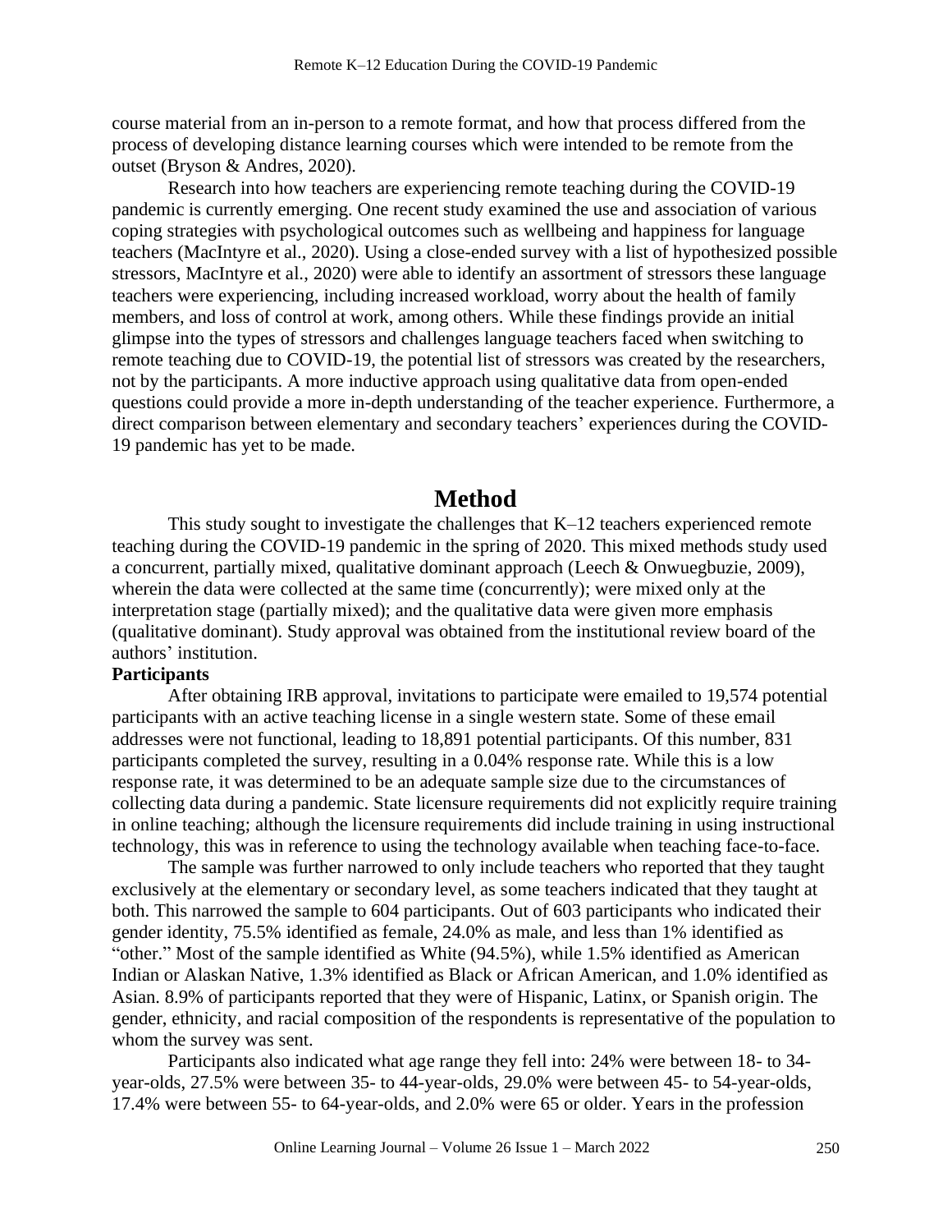course material from an in-person to a remote format, and how that process differed from the process of developing distance learning courses which were intended to be remote from the outset (Bryson & Andres, 2020).

Research into how teachers are experiencing remote teaching during the COVID-19 pandemic is currently emerging. One recent study examined the use and association of various coping strategies with psychological outcomes such as wellbeing and happiness for language teachers (MacIntyre et al., 2020). Using a close-ended survey with a list of hypothesized possible stressors, MacIntyre et al., 2020) were able to identify an assortment of stressors these language teachers were experiencing, including increased workload, worry about the health of family members, and loss of control at work, among others. While these findings provide an initial glimpse into the types of stressors and challenges language teachers faced when switching to remote teaching due to COVID-19, the potential list of stressors was created by the researchers, not by the participants. A more inductive approach using qualitative data from open-ended questions could provide a more in-depth understanding of the teacher experience. Furthermore, a direct comparison between elementary and secondary teachers' experiences during the COVID-19 pandemic has yet to be made.

# Method

This study sought to investigate the challenges that K–12 teachers experienced remote teaching during the COVID-19 pandemic in the spring of 2020. This mixed methods study used a concurrent, partially mixed, qualitative dominant approach (Leech & Onwuegbuzie, 2009), wherein the data were collected at the same time (concurrently); were mixed only at the interpretation stage (partially mixed); and the qualitative data were given more emphasis (qualitative dominant). Study approval was obtained from the institutional review board of the authors' institution.

**Participants**

After obtaining IRB approval, invitations to participate were emailed to 19,574 potential participants with an active teaching license in a single western state. Some of these email addresses were not functional, leading to 18,891 potential participants. Of this number, 831 participants completed the survey, resulting in a 0.04% response rate. While this is a low response rate, it was determined to be an adequate sample size due to the circumstances of collecting data during a pandemic. State licensure requirements did not explicitly require training in online teaching; although the licensure requirements did include training in using instructional technology, this was in reference to using the technology available when teaching face-to-face.

The sample was further narrowed to only include teachers who reported that they taught exclusively at the elementary or secondary level, as some teachers indicated that they taught at both. This narrowed the sample to 604 participants. Out of 603 participants who indicated their gender identity, 75.5% identified as female, 24.0% as male, and less than 1% identified as "other." Most of the sample identified as White (94.5%), while 1.5% identified as American Indian or Alaskan Native, 1.3% identified as Black or African American, and 1.0% identified as Asian. 8.9% of participants reported that they were of Hispanic, Latinx, or Spanish origin. The gender, ethnicity, and racial composition of the respondents is representative of the population to whom the survey was sent.

Participants also indicated what age range they fell into: 24% were between 18- to 34-year-olds, 27.5% were between 35- to 44-year-olds, 29.0% were between 45- to 54-year-olds, 17.4% were between 55- to 64-year-olds, and 2.0% were 65 or older. Years in the profession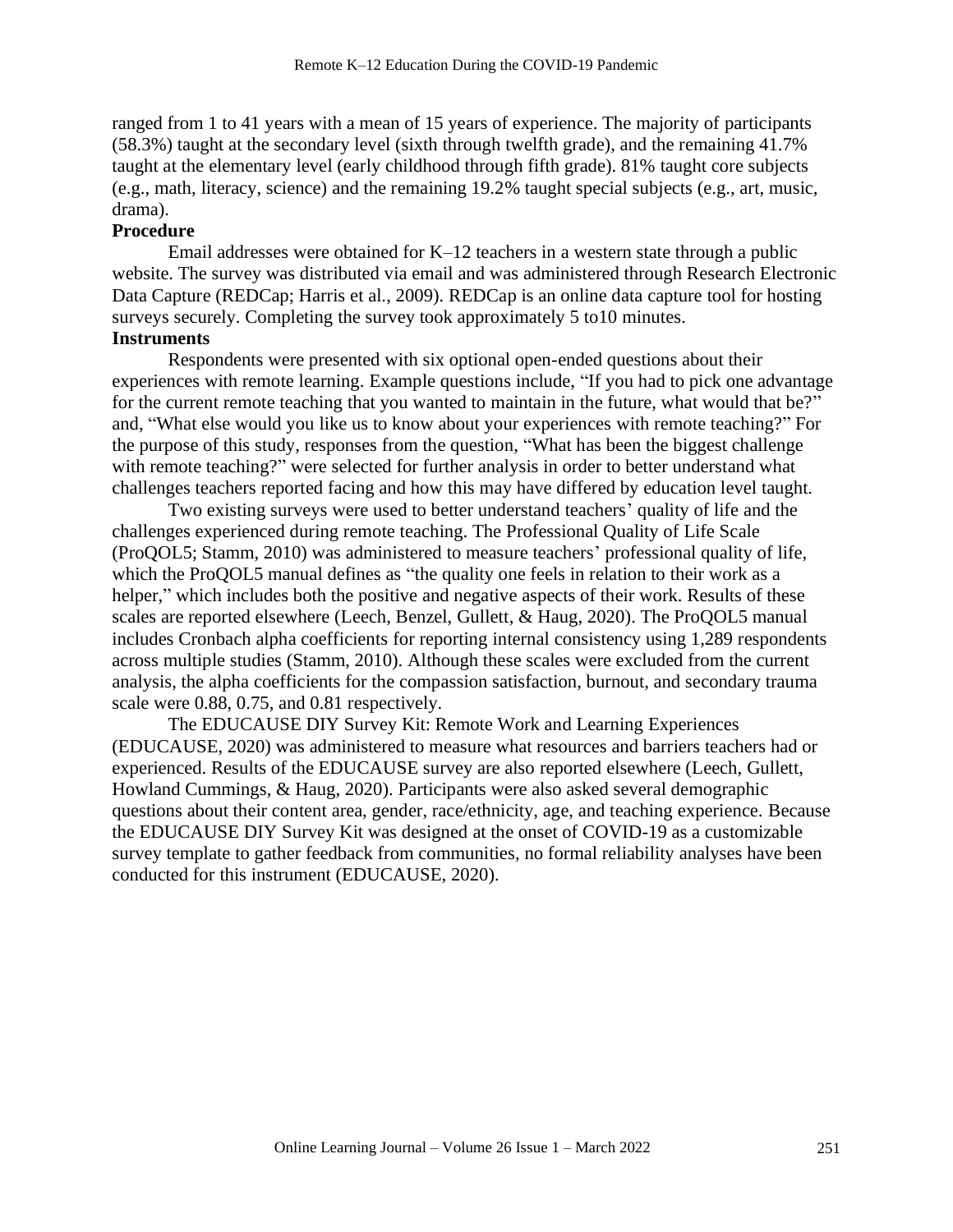ranged from 1 to 41 years with a mean of 15 years of experience. The majority of participants (58.3%) taught at the secondary level (sixth through twelfth grade), and the remaining 41.7% taught at the elementary level (early childhood through fifth grade). 81% taught core subjects (e.g., math, literacy, science) and the remaining 19.2% taught special subjects (e.g., art, music, drama).

**Procedure**

Email addresses were obtained for K–12 teachers in a western state through a public website. The survey was distributed via email and was administered through Research Electronic Data Capture (REDCap; Harris et al., 2009). REDCap is an online data capture tool for hosting surveys securely. Completing the survey took approximately 5 to10 minutes.

**Instruments**

Respondents were presented with six optional open-ended questions about their experiences with remote learning. Example questions include, "If you had to pick one advantage for the current remote teaching that you wanted to maintain in the future, what would that be?" and, "What else would you like us to know about your experiences with remote teaching?" For the purpose of this study, responses from the question, "What has been the biggest challenge with remote teaching?" were selected for further analysis in order to better understand what challenges teachers reported facing and how this may have differed by education level taught.

Two existing surveys were used to better understand teachers' quality of life and the challenges experienced during remote teaching. The Professional Quality of Life Scale (ProQOL5; Stamm, 2010) was administered to measure teachers' professional quality of life, which the ProQOL5 manual defines as "the quality one feels in relation to their work as a helper," which includes both the positive and negative aspects of their work. Results of these scales are reported elsewhere (Leech, Benzel, Gullett, & Haug, 2020). The ProQOL5 manual includes Cronbach alpha coefficients for reporting internal consistency using 1,289 respondents across multiple studies (Stamm, 2010). Although these scales were excluded from the current analysis, the alpha coefficients for the compassion satisfaction, burnout, and secondary trauma scale were 0.88, 0.75, and 0.81 respectively.

The EDUCAUSE DIY Survey Kit: Remote Work and Learning Experiences (EDUCAUSE, 2020) was administered to measure what resources and barriers teachers had or experienced. Results of the EDUCAUSE survey are also reported elsewhere (Leech, Gullett, Howland Cummings, & Haug, 2020). Participants were also asked several demographic questions about their content area, gender, race/ethnicity, age, and teaching experience. Because the EDUCAUSE DIY Survey Kit was designed at the onset of COVID-19 as a customizable survey template to gather feedback from communities, no formal reliability analyses have been conducted for this instrument (EDUCAUSE, 2020).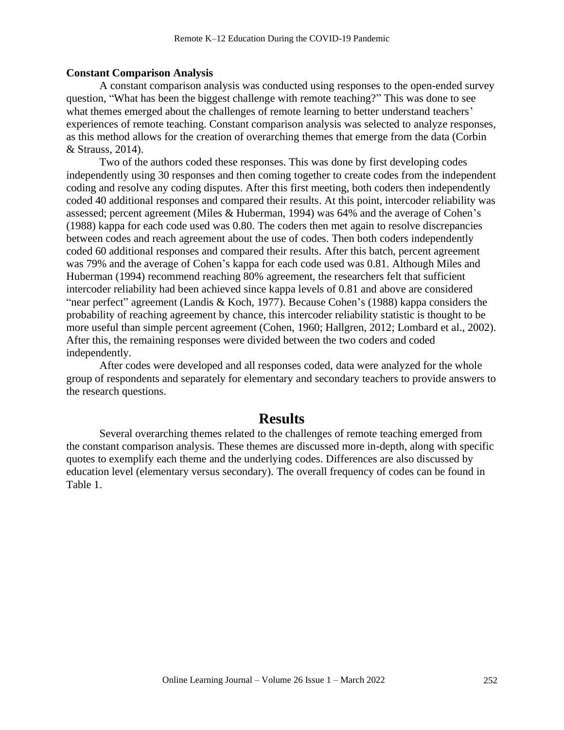### Constant Comparison Analysis

A constant comparison analysis was conducted using responses to the open-ended survey question, "What has been the biggest challenge with remote teaching?" This was done to see what themes emerged about the challenges of remote learning to better understand teachers' experiences of remote teaching. Constant comparison analysis was selected to analyze responses, as this method allows for the creation of overarching themes that emerge from the data (Corbin & Strauss, 2014).

Two of the authors coded these responses. This was done by first developing codes independently using 30 responses and then coming together to create codes from the independent coding and resolve any coding disputes. After this first meeting, both coders then independently coded 40 additional responses and compared their results. At this point, intercoder reliability was assessed; percent agreement (Miles & Huberman, 1994) was 64% and the average of Cohen's (1988) kappa for each code used was 0.80. The coders then met again to resolve discrepancies between codes and reach agreement about the use of codes. Then both coders independently coded 60 additional responses and compared their results. After this batch, percent agreement was 79% and the average of Cohen's kappa for each code used was 0.81. Although Miles and Huberman (1994) recommend reaching 80% agreement, the researchers felt that sufficient intercoder reliability had been achieved since kappa levels of 0.81 and above are considered "near perfect" agreement (Landis & Koch, 1977). Because Cohen's (1988) kappa considers the probability of reaching agreement by chance, this intercoder reliability statistic is thought to be more useful than simple percent agreement (Cohen, 1960; Hallgren, 2012; Lombard et al., 2002). After this, the remaining responses were divided between the two coders and coded independently.

After codes were developed and all responses coded, data were analyzed for the whole group of respondents and separately for elementary and secondary teachers to provide answers to the research questions.

## Results

Several overarching themes related to the challenges of remote teaching emerged from the constant comparison analysis. These themes are discussed more in-depth, along with specific quotes to exemplify each theme and the underlying codes. Differences are also discussed by education level (elementary versus secondary). The overall frequency of codes can be found in Table 1.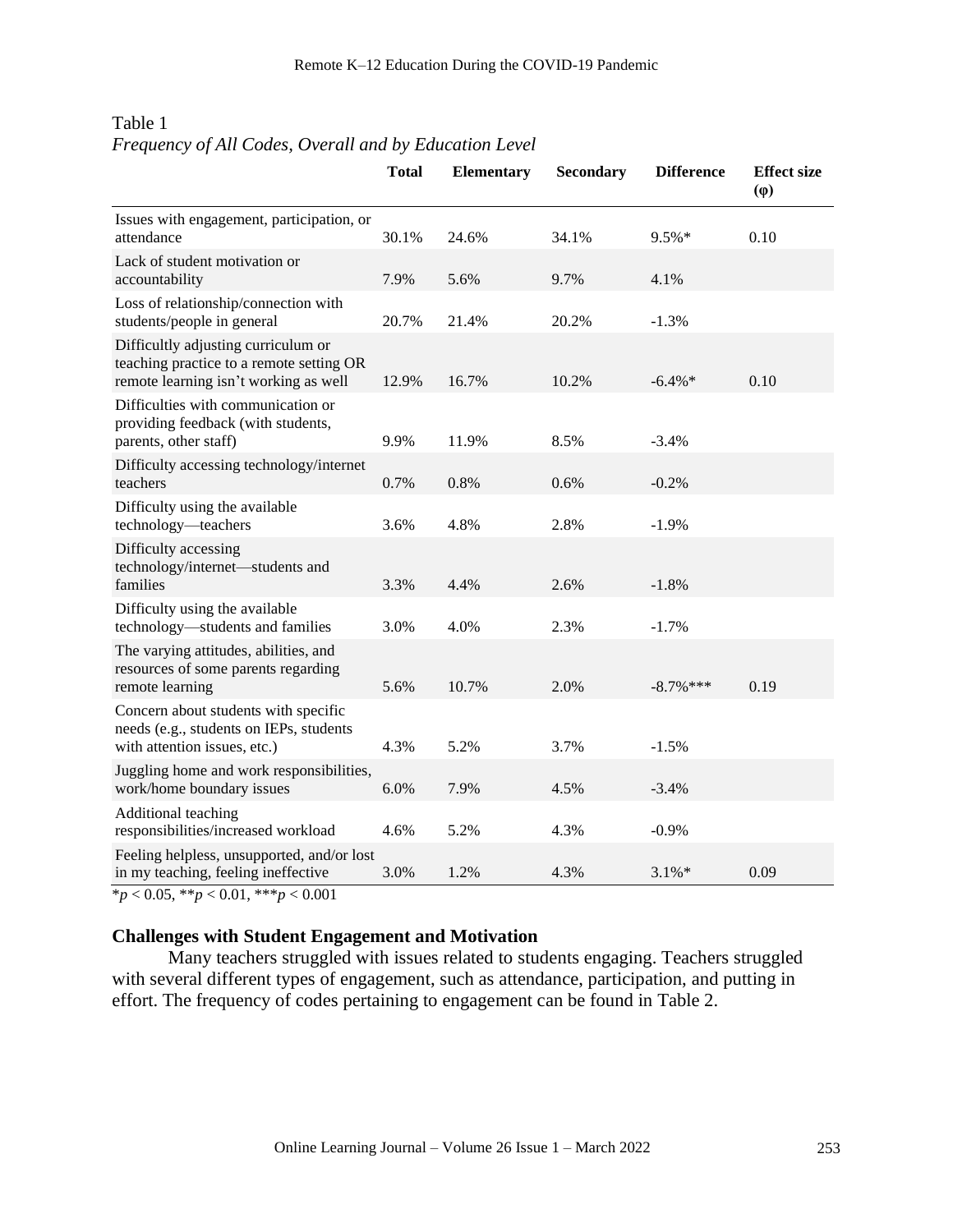Table 1
*Frequency of All Codes, Overall and by Education Level*

| | Total | Elementary | Secondary | Difference | Effect size (φ) |
|---|---|---|---|---|---|
| Issues with engagement, participation, or attendance | 30.1% | 24.6% | 34.1% | 9.5%* | 0.10 |
| Lack of student motivation or accountability | 7.9% | 5.6% | 9.7% | 4.1% | |
| Loss of relationship/connection with students/people in general | 20.7% | 21.4% | 20.2% | -1.3% | |
| Difficultly adjusting curriculum or teaching practice to a remote setting OR remote learning isn't working as well | 12.9% | 16.7% | 10.2% | -6.4%* | 0.10 |
| Difficulties with communication or providing feedback (with students, parents, other staff) | 9.9% | 11.9% | 8.5% | -3.4% | |
| Difficulty accessing technology/internet teachers | 0.7% | 0.8% | 0.6% | -0.2% | |
| Difficulty using the available technology—teachers | 3.6% | 4.8% | 2.8% | -1.9% | |
| Difficulty accessing technology/internet—students and families | 3.3% | 4.4% | 2.6% | -1.8% | |
| Difficulty using the available technology—students and families | 3.0% | 4.0% | 2.3% | -1.7% | |
| The varying attitudes, abilities, and resources of some parents regarding remote learning | 5.6% | 10.7% | 2.0% | -8.7%*** | 0.19 |
| Concern about students with specific needs (e.g., students on IEPs, students with attention issues, etc.) | 4.3% | 5.2% | 3.7% | -1.5% | |
| Juggling home and work responsibilities, work/home boundary issues | 6.0% | 7.9% | 4.5% | -3.4% | |
| Additional teaching responsibilities/increased workload | 4.6% | 5.2% | 4.3% | -0.9% | |
| Feeling helpless, unsupported, and/or lost in my teaching, feeling ineffective | 3.0% | 1.2% | 4.3% | 3.1%* | 0.09 |

*$p < 0.05$, **$p < 0.01$, ***$p < 0.001$

### Challenges with Student Engagement and Motivation

Many teachers struggled with issues related to students engaging. Teachers struggled with several different types of engagement, such as attendance, participation, and putting in effort. The frequency of codes pertaining to engagement can be found in Table 2.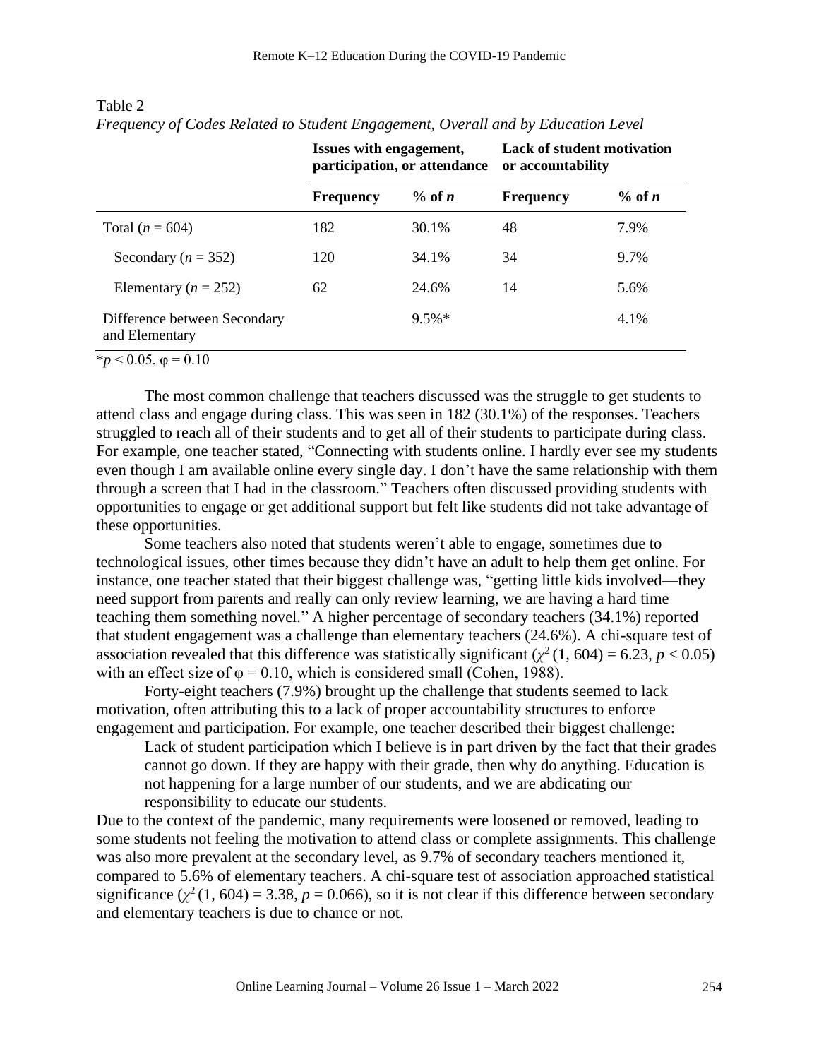Table 2
*Frequency of Codes Related to Student Engagement, Overall and by Education Level*

| | **Issues with engagement, participation, or attendance** | | **Lack of student motivation or accountability** | |
|---|---|---|---|---|
| | **Frequency** | **% of *n*** | **Frequency** | **% of *n*** |
| Total ($n = 604$) | 182 | 30.1% | 48 | 7.9% |
| Secondary ($n = 352$) | 120 | 34.1% | 34 | 9.7% |
| Elementary ($n = 252$) | 62 | 24.6% | 14 | 5.6% |
| Difference between Secondary and Elementary | | 9.5%* | | 4.1% |

*$p < 0.05$, $\varphi = 0.10$

The most common challenge that teachers discussed was the struggle to get students to attend class and engage during class. This was seen in 182 (30.1%) of the responses. Teachers struggled to reach all of their students and to get all of their students to participate during class. For example, one teacher stated, "Connecting with students online. I hardly ever see my students even though I am available online every single day. I don't have the same relationship with them through a screen that I had in the classroom." Teachers often discussed providing students with opportunities to engage or get additional support but felt like students did not take advantage of these opportunities.

Some teachers also noted that students weren't able to engage, sometimes due to technological issues, other times because they didn't have an adult to help them get online. For instance, one teacher stated that their biggest challenge was, "getting little kids involved—they need support from parents and really can only review learning, we are having a hard time teaching them something novel." A higher percentage of secondary teachers (34.1%) reported that student engagement was a challenge than elementary teachers (24.6%). A chi-square test of association revealed that this difference was statistically significant ($\chi^2 (1, 604) = 6.23$, $p < 0.05$) with an effect size of $\varphi = 0.10$, which is considered small (Cohen, 1988).

Forty-eight teachers (7.9%) brought up the challenge that students seemed to lack motivation, often attributing this to a lack of proper accountability structures to enforce engagement and participation. For example, one teacher described their biggest challenge:

> Lack of student participation which I believe is in part driven by the fact that their grades cannot go down. If they are happy with their grade, then why do anything. Education is not happening for a large number of our students, and we are abdicating our responsibility to educate our students.

Due to the context of the pandemic, many requirements were loosened or removed, leading to some students not feeling the motivation to attend class or complete assignments. This challenge was also more prevalent at the secondary level, as 9.7% of secondary teachers mentioned it, compared to 5.6% of elementary teachers. A chi-square test of association approached statistical significance ($\chi^2 (1, 604) = 3.38$, $p = 0.066$), so it is not clear if this difference between secondary and elementary teachers is due to chance or not.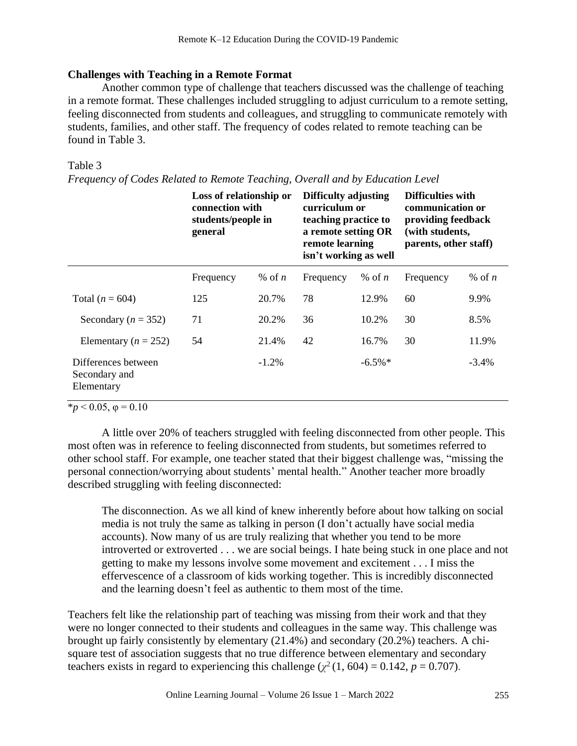## Challenges with Teaching in a Remote Format

Another common type of challenge that teachers discussed was the challenge of teaching in a remote format. These challenges included struggling to adjust curriculum to a remote setting, feeling disconnected from students and colleagues, and struggling to communicate remotely with students, families, and other staff. The frequency of codes related to remote teaching can be found in Table 3.

Table 3

*Frequency of Codes Related to Remote Teaching, Overall and by Education Level*

| | **Loss of relationship or connection with students/people in general** | | **Difficulty adjusting curriculum or teaching practice to a remote setting OR remote learning isn't working as well** | | **Difficulties with communication or providing feedback (with students, parents, other staff)** | |
|---|---|---|---|---|---|---|
| | Frequency | % of *n* | Frequency | % of *n* | Frequency | % of *n* |
| Total (*n* = 604) | 125 | 20.7% | 78 | 12.9% | 60 | 9.9% |
| Secondary (*n* = 352) | 71 | 20.2% | 36 | 10.2% | 30 | 8.5% |
| Elementary (*n* = 252) | 54 | 21.4% | 42 | 16.7% | 30 | 11.9% |
| Differences between Secondary and Elementary | | -1.2% | | -6.5%* | | -3.4% |

*$p < 0.05$, $\varphi = 0.10$

A little over 20% of teachers struggled with feeling disconnected from other people. This most often was in reference to feeling disconnected from students, but sometimes referred to other school staff. For example, one teacher stated that their biggest challenge was, "missing the personal connection/worrying about students' mental health." Another teacher more broadly described struggling with feeling disconnected:

> The disconnection. As we all kind of knew inherently before about how talking on social media is not truly the same as talking in person (I don't actually have social media accounts). Now many of us are truly realizing that whether you tend to be more introverted or extroverted . . . we are social beings. I hate being stuck in one place and not getting to make my lessons involve some movement and excitement . . . I miss the effervescence of a classroom of kids working together. This is incredibly disconnected and the learning doesn't feel as authentic to them most of the time.

Teachers felt like the relationship part of teaching was missing from their work and that they were no longer connected to their students and colleagues in the same way. This challenge was brought up fairly consistently by elementary (21.4%) and secondary (20.2%) teachers. A chi-square test of association suggests that no true difference between elementary and secondary teachers exists in regard to experiencing this challenge ($\chi^2(1, 604) = 0.142$, $p = 0.707$).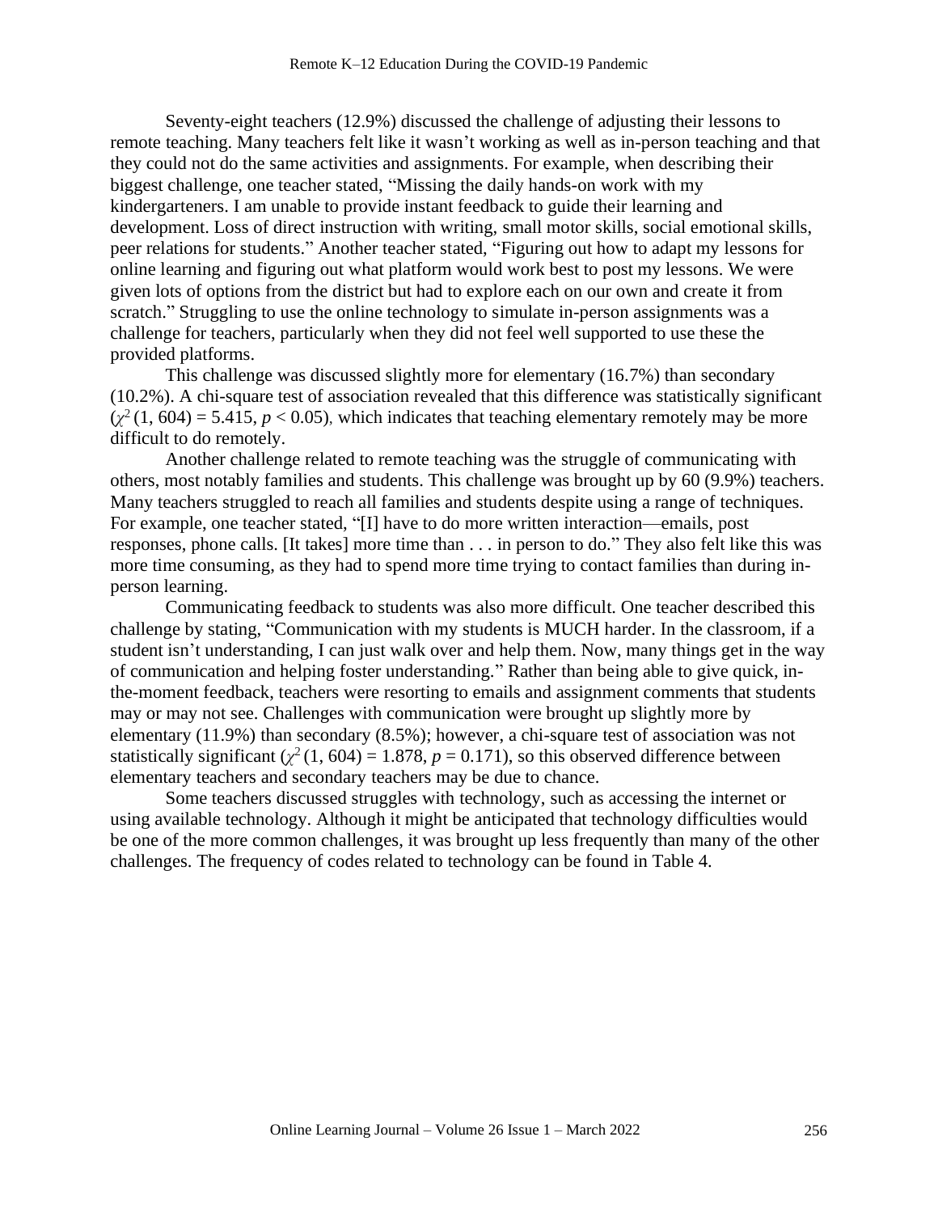Seventy-eight teachers (12.9%) discussed the challenge of adjusting their lessons to remote teaching. Many teachers felt like it wasn't working as well as in-person teaching and that they could not do the same activities and assignments. For example, when describing their biggest challenge, one teacher stated, "Missing the daily hands-on work with my kindergarteners. I am unable to provide instant feedback to guide their learning and development. Loss of direct instruction with writing, small motor skills, social emotional skills, peer relations for students." Another teacher stated, "Figuring out how to adapt my lessons for online learning and figuring out what platform would work best to post my lessons. We were given lots of options from the district but had to explore each on our own and create it from scratch." Struggling to use the online technology to simulate in-person assignments was a challenge for teachers, particularly when they did not feel well supported to use these the provided platforms.

This challenge was discussed slightly more for elementary (16.7%) than secondary (10.2%). A chi-square test of association revealed that this difference was statistically significant ($\chi^2\,(1, 604) = 5.415$, $p < 0.05$), which indicates that teaching elementary remotely may be more difficult to do remotely.

Another challenge related to remote teaching was the struggle of communicating with others, most notably families and students. This challenge was brought up by 60 (9.9%) teachers. Many teachers struggled to reach all families and students despite using a range of techniques. For example, one teacher stated, "[I] have to do more written interaction—emails, post responses, phone calls. [It takes] more time than . . . in person to do." They also felt like this was more time consuming, as they had to spend more time trying to contact families than during in-person learning.

Communicating feedback to students was also more difficult. One teacher described this challenge by stating, "Communication with my students is MUCH harder. In the classroom, if a student isn't understanding, I can just walk over and help them. Now, many things get in the way of communication and helping foster understanding." Rather than being able to give quick, in-the-moment feedback, teachers were resorting to emails and assignment comments that students may or may not see. Challenges with communication were brought up slightly more by elementary (11.9%) than secondary (8.5%); however, a chi-square test of association was not statistically significant ($\chi^2\,(1, 604) = 1.878$, $p = 0.171$), so this observed difference between elementary teachers and secondary teachers may be due to chance.

Some teachers discussed struggles with technology, such as accessing the internet or using available technology. Although it might be anticipated that technology difficulties would be one of the more common challenges, it was brought up less frequently than many of the other challenges. The frequency of codes related to technology can be found in Table 4.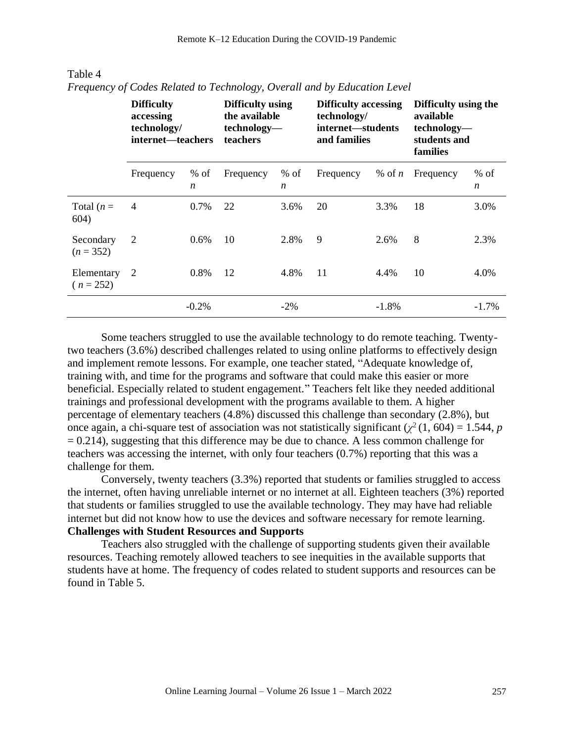Table 4

*Frequency of Codes Related to Technology, Overall and by Education Level*

| | Difficulty accessing technology/ internet—teachers | | Difficulty using the available technology—teachers | | Difficulty accessing technology/ internet—students and families | | Difficulty using the available technology—students and families | |
|---|---|---|---|---|---|---|---|---|
| | Frequency | % of *n* | Frequency | % of *n* | Frequency | % of *n* | Frequency | % of *n* |
| Total ($n$ = 604) | 4 | 0.7% | 22 | 3.6% | 20 | 3.3% | 18 | 3.0% |
| Secondary ($n$ = 352) | 2 | 0.6% | 10 | 2.8% | 9 | 2.6% | 8 | 2.3% |
| Elementary ($n$ = 252) | 2 | 0.8% | 12 | 4.8% | 11 | 4.4% | 10 | 4.0% |
| | | -0.2% | | -2% | | -1.8% | | -1.7% |

Some teachers struggled to use the available technology to do remote teaching. Twenty-two teachers (3.6%) described challenges related to using online platforms to effectively design and implement remote lessons. For example, one teacher stated, "Adequate knowledge of, training with, and time for the programs and software that could make this easier or more beneficial. Especially related to student engagement." Teachers felt like they needed additional trainings and professional development with the programs available to them. A higher percentage of elementary teachers (4.8%) discussed this challenge than secondary (2.8%), but once again, a chi-square test of association was not statistically significant ($\chi^2$ (1, 604) = 1.544, $p$ = 0.214), suggesting that this difference may be due to chance. A less common challenge for teachers was accessing the internet, with only four teachers (0.7%) reporting that this was a challenge for them.

Conversely, twenty teachers (3.3%) reported that students or families struggled to access the internet, often having unreliable internet or no internet at all. Eighteen teachers (3%) reported that students or families struggled to use the available technology. They may have had reliable internet but did not know how to use the devices and software necessary for remote learning.

**Challenges with Student Resources and Supports**

Teachers also struggled with the challenge of supporting students given their available resources. Teaching remotely allowed teachers to see inequities in the available supports that students have at home. The frequency of codes related to student supports and resources can be found in Table 5.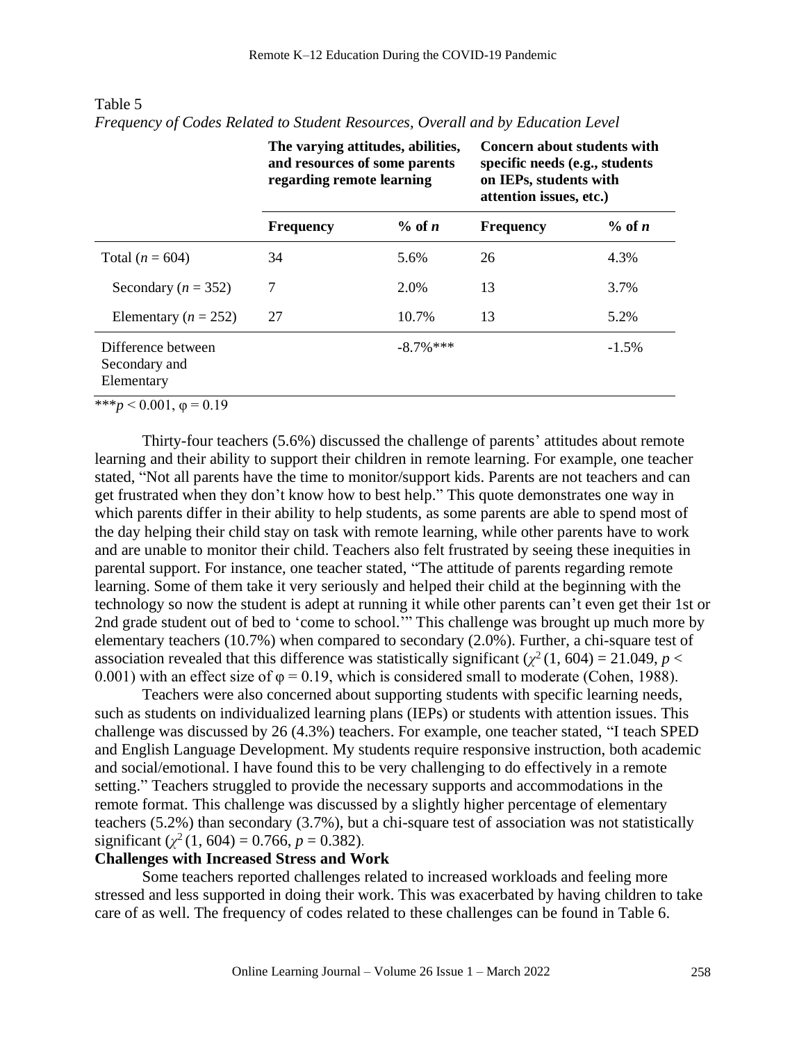Table 5

*Frequency of Codes Related to Student Resources, Overall and by Education Level*

| | The varying attitudes, abilities, and resources of some parents regarding remote learning | | Concern about students with specific needs (e.g., students on IEPs, students with attention issues, etc.) | |
|---|---|---|---|---|
| | **Frequency** | **% of *n*** | **Frequency** | **% of *n*** |
| Total ($n = 604$) | 34 | 5.6% | 26 | 4.3% |
| Secondary ($n = 352$) | 7 | 2.0% | 13 | 3.7% |
| Elementary ($n = 252$) | 27 | 10.7% | 13 | 5.2% |
| Difference between Secondary and Elementary | | -8.7%*** | | -1.5% |

***$p < 0.001$, $\varphi = 0.19$

Thirty-four teachers (5.6%) discussed the challenge of parents' attitudes about remote learning and their ability to support their children in remote learning. For example, one teacher stated, "Not all parents have the time to monitor/support kids. Parents are not teachers and can get frustrated when they don't know how to best help." This quote demonstrates one way in which parents differ in their ability to help students, as some parents are able to spend most of the day helping their child stay on task with remote learning, while other parents have to work and are unable to monitor their child. Teachers also felt frustrated by seeing these inequities in parental support. For instance, one teacher stated, "The attitude of parents regarding remote learning. Some of them take it very seriously and helped their child at the beginning with the technology so now the student is adept at running it while other parents can't even get their 1st or 2nd grade student out of bed to 'come to school.'" This challenge was brought up much more by elementary teachers (10.7%) when compared to secondary (2.0%). Further, a chi-square test of association revealed that this difference was statistically significant ($\chi^2(1, 604) = 21.049$, $p < 0.001$) with an effect size of $\varphi = 0.19$, which is considered small to moderate (Cohen, 1988).

Teachers were also concerned about supporting students with specific learning needs, such as students on individualized learning plans (IEPs) or students with attention issues. This challenge was discussed by 26 (4.3%) teachers. For example, one teacher stated, "I teach SPED and English Language Development. My students require responsive instruction, both academic and social/emotional. I have found this to be very challenging to do effectively in a remote setting." Teachers struggled to provide the necessary supports and accommodations in the remote format. This challenge was discussed by a slightly higher percentage of elementary teachers (5.2%) than secondary (3.7%), but a chi-square test of association was not statistically significant ($\chi^2(1, 604) = 0.766$, $p = 0.382$).

**Challenges with Increased Stress and Work**

Some teachers reported challenges related to increased workloads and feeling more stressed and less supported in doing their work. This was exacerbated by having children to take care of as well. The frequency of codes related to these challenges can be found in Table 6.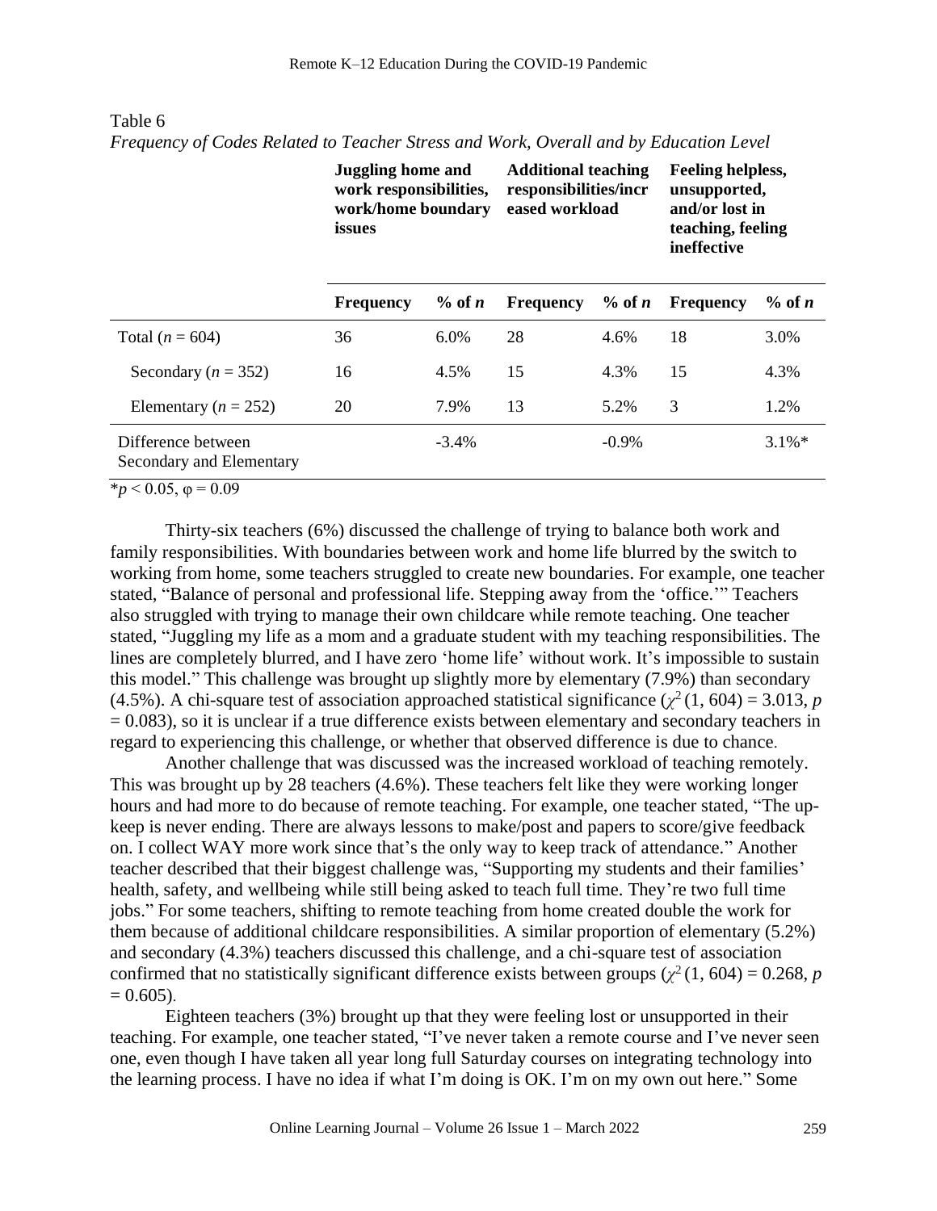Table 6

*Frequency of Codes Related to Teacher Stress and Work, Overall and by Education Level*

| | Juggling home and work responsibilities, work/home boundary issues | | Additional teaching responsibilities/increased workload | | Feeling helpless, unsupported, and/or lost in teaching, feeling ineffective | |
|---|---|---|---|---|---|---|
| | **Frequency** | **% of *n*** | **Frequency** | **% of *n*** | **Frequency** | **% of *n*** |
| Total ($n$ = 604) | 36 | 6.0% | 28 | 4.6% | 18 | 3.0% |
| Secondary ($n$ = 352) | 16 | 4.5% | 15 | 4.3% | 15 | 4.3% |
| Elementary ($n$ = 252) | 20 | 7.9% | 13 | 5.2% | 3 | 1.2% |
| Difference between Secondary and Elementary | | -3.4% | | -0.9% | | 3.1%* |

*$p < 0.05$, $\varphi = 0.09$

Thirty-six teachers (6%) discussed the challenge of trying to balance both work and family responsibilities. With boundaries between work and home life blurred by the switch to working from home, some teachers struggled to create new boundaries. For example, one teacher stated, "Balance of personal and professional life. Stepping away from the 'office.'" Teachers also struggled with trying to manage their own childcare while remote teaching. One teacher stated, "Juggling my life as a mom and a graduate student with my teaching responsibilities. The lines are completely blurred, and I have zero 'home life' without work. It's impossible to sustain this model." This challenge was brought up slightly more by elementary (7.9%) than secondary (4.5%). A chi-square test of association approached statistical significance ($\chi^2$ (1, 604) = 3.013, $p$ = 0.083), so it is unclear if a true difference exists between elementary and secondary teachers in regard to experiencing this challenge, or whether that observed difference is due to chance.

Another challenge that was discussed was the increased workload of teaching remotely. This was brought up by 28 teachers (4.6%). These teachers felt like they were working longer hours and had more to do because of remote teaching. For example, one teacher stated, "The up-keep is never ending. There are always lessons to make/post and papers to score/give feedback on. I collect WAY more work since that's the only way to keep track of attendance." Another teacher described that their biggest challenge was, "Supporting my students and their families' health, safety, and wellbeing while still being asked to teach full time. They're two full time jobs." For some teachers, shifting to remote teaching from home created double the work for them because of additional childcare responsibilities. A similar proportion of elementary (5.2%) and secondary (4.3%) teachers discussed this challenge, and a chi-square test of association confirmed that no statistically significant difference exists between groups ($\chi^2$ (1, 604) = 0.268, $p$ = 0.605).

Eighteen teachers (3%) brought up that they were feeling lost or unsupported in their teaching. For example, one teacher stated, "I've never taken a remote course and I've never seen one, even though I have taken all year long full Saturday courses on integrating technology into the learning process. I have no idea if what I'm doing is OK. I'm on my own out here." Some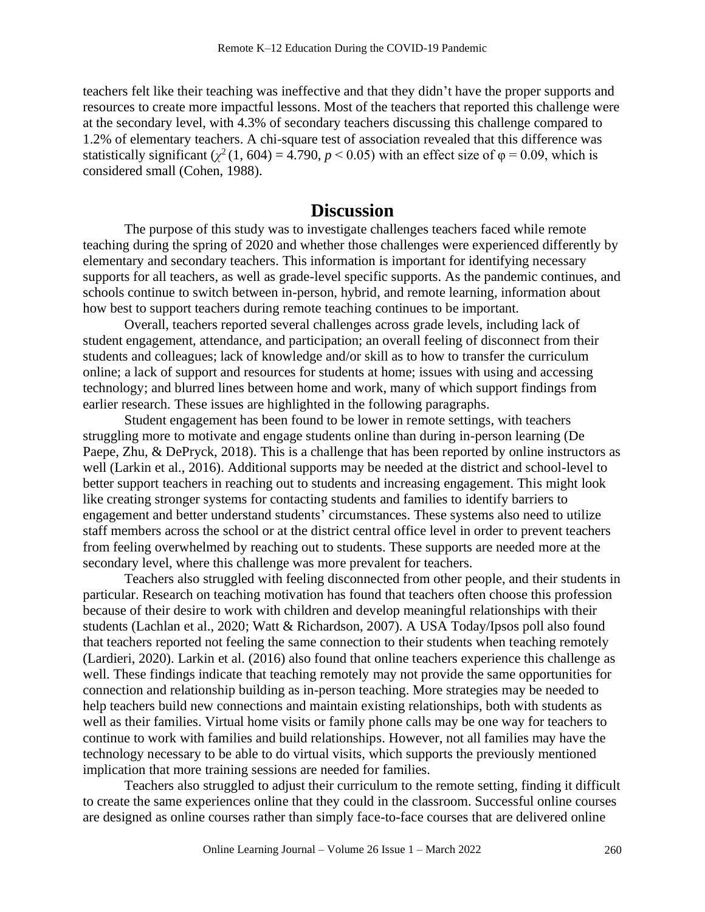teachers felt like their teaching was ineffective and that they didn't have the proper supports and resources to create more impactful lessons. Most of the teachers that reported this challenge were at the secondary level, with 4.3% of secondary teachers discussing this challenge compared to 1.2% of elementary teachers. A chi-square test of association revealed that this difference was statistically significant ($\chi^2$ (1, 604) = 4.790, $p < 0.05$) with an effect size of $\varphi = 0.09$, which is considered small (Cohen, 1988).

## Discussion

The purpose of this study was to investigate challenges teachers faced while remote teaching during the spring of 2020 and whether those challenges were experienced differently by elementary and secondary teachers. This information is important for identifying necessary supports for all teachers, as well as grade-level specific supports. As the pandemic continues, and schools continue to switch between in-person, hybrid, and remote learning, information about how best to support teachers during remote teaching continues to be important.

Overall, teachers reported several challenges across grade levels, including lack of student engagement, attendance, and participation; an overall feeling of disconnect from their students and colleagues; lack of knowledge and/or skill as to how to transfer the curriculum online; a lack of support and resources for students at home; issues with using and accessing technology; and blurred lines between home and work, many of which support findings from earlier research. These issues are highlighted in the following paragraphs.

Student engagement has been found to be lower in remote settings, with teachers struggling more to motivate and engage students online than during in-person learning (De Paepe, Zhu, & DePryck, 2018). This is a challenge that has been reported by online instructors as well (Larkin et al., 2016). Additional supports may be needed at the district and school-level to better support teachers in reaching out to students and increasing engagement. This might look like creating stronger systems for contacting students and families to identify barriers to engagement and better understand students' circumstances. These systems also need to utilize staff members across the school or at the district central office level in order to prevent teachers from feeling overwhelmed by reaching out to students. These supports are needed more at the secondary level, where this challenge was more prevalent for teachers.

Teachers also struggled with feeling disconnected from other people, and their students in particular. Research on teaching motivation has found that teachers often choose this profession because of their desire to work with children and develop meaningful relationships with their students (Lachlan et al., 2020; Watt & Richardson, 2007). A USA Today/Ipsos poll also found that teachers reported not feeling the same connection to their students when teaching remotely (Lardieri, 2020). Larkin et al. (2016) also found that online teachers experience this challenge as well. These findings indicate that teaching remotely may not provide the same opportunities for connection and relationship building as in-person teaching. More strategies may be needed to help teachers build new connections and maintain existing relationships, both with students as well as their families. Virtual home visits or family phone calls may be one way for teachers to continue to work with families and build relationships. However, not all families may have the technology necessary to be able to do virtual visits, which supports the previously mentioned implication that more training sessions are needed for families.

Teachers also struggled to adjust their curriculum to the remote setting, finding it difficult to create the same experiences online that they could in the classroom. Successful online courses are designed as online courses rather than simply face-to-face courses that are delivered online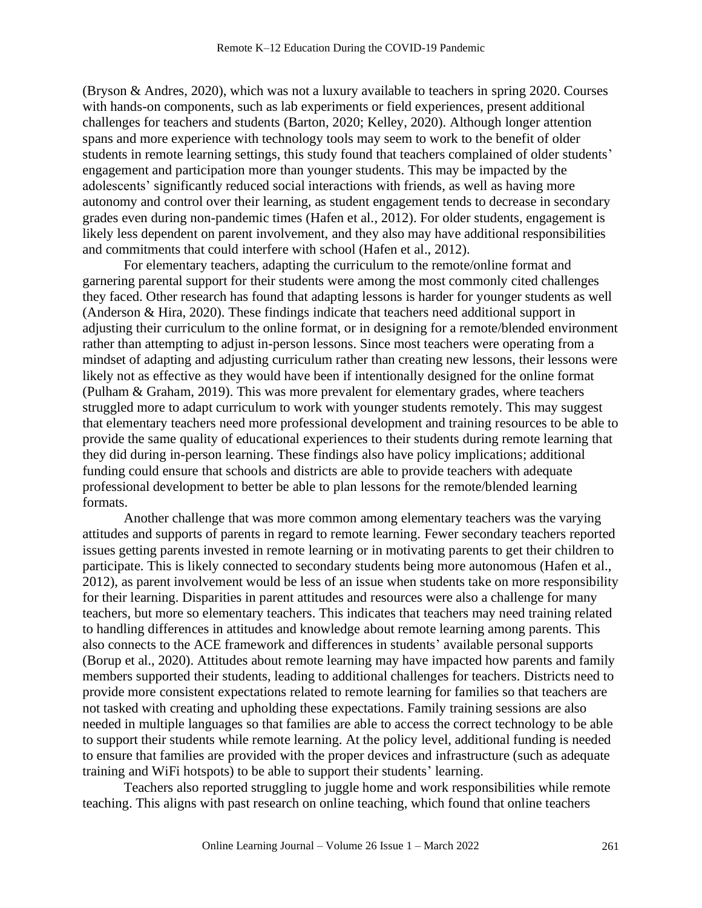(Bryson & Andres, 2020), which was not a luxury available to teachers in spring 2020. Courses with hands-on components, such as lab experiments or field experiences, present additional challenges for teachers and students (Barton, 2020; Kelley, 2020). Although longer attention spans and more experience with technology tools may seem to work to the benefit of older students in remote learning settings, this study found that teachers complained of older students' engagement and participation more than younger students. This may be impacted by the adolescents' significantly reduced social interactions with friends, as well as having more autonomy and control over their learning, as student engagement tends to decrease in secondary grades even during non-pandemic times (Hafen et al., 2012). For older students, engagement is likely less dependent on parent involvement, and they also may have additional responsibilities and commitments that could interfere with school (Hafen et al., 2012).

For elementary teachers, adapting the curriculum to the remote/online format and garnering parental support for their students were among the most commonly cited challenges they faced. Other research has found that adapting lessons is harder for younger students as well (Anderson & Hira, 2020). These findings indicate that teachers need additional support in adjusting their curriculum to the online format, or in designing for a remote/blended environment rather than attempting to adjust in-person lessons. Since most teachers were operating from a mindset of adapting and adjusting curriculum rather than creating new lessons, their lessons were likely not as effective as they would have been if intentionally designed for the online format (Pulham & Graham, 2019). This was more prevalent for elementary grades, where teachers struggled more to adapt curriculum to work with younger students remotely. This may suggest that elementary teachers need more professional development and training resources to be able to provide the same quality of educational experiences to their students during remote learning that they did during in-person learning. These findings also have policy implications; additional funding could ensure that schools and districts are able to provide teachers with adequate professional development to better be able to plan lessons for the remote/blended learning formats.

Another challenge that was more common among elementary teachers was the varying attitudes and supports of parents in regard to remote learning. Fewer secondary teachers reported issues getting parents invested in remote learning or in motivating parents to get their children to participate. This is likely connected to secondary students being more autonomous (Hafen et al., 2012), as parent involvement would be less of an issue when students take on more responsibility for their learning. Disparities in parent attitudes and resources were also a challenge for many teachers, but more so elementary teachers. This indicates that teachers may need training related to handling differences in attitudes and knowledge about remote learning among parents. This also connects to the ACE framework and differences in students' available personal supports (Borup et al., 2020). Attitudes about remote learning may have impacted how parents and family members supported their students, leading to additional challenges for teachers. Districts need to provide more consistent expectations related to remote learning for families so that teachers are not tasked with creating and upholding these expectations. Family training sessions are also needed in multiple languages so that families are able to access the correct technology to be able to support their students while remote learning. At the policy level, additional funding is needed to ensure that families are provided with the proper devices and infrastructure (such as adequate training and WiFi hotspots) to be able to support their students' learning.

Teachers also reported struggling to juggle home and work responsibilities while remote teaching. This aligns with past research on online teaching, which found that online teachers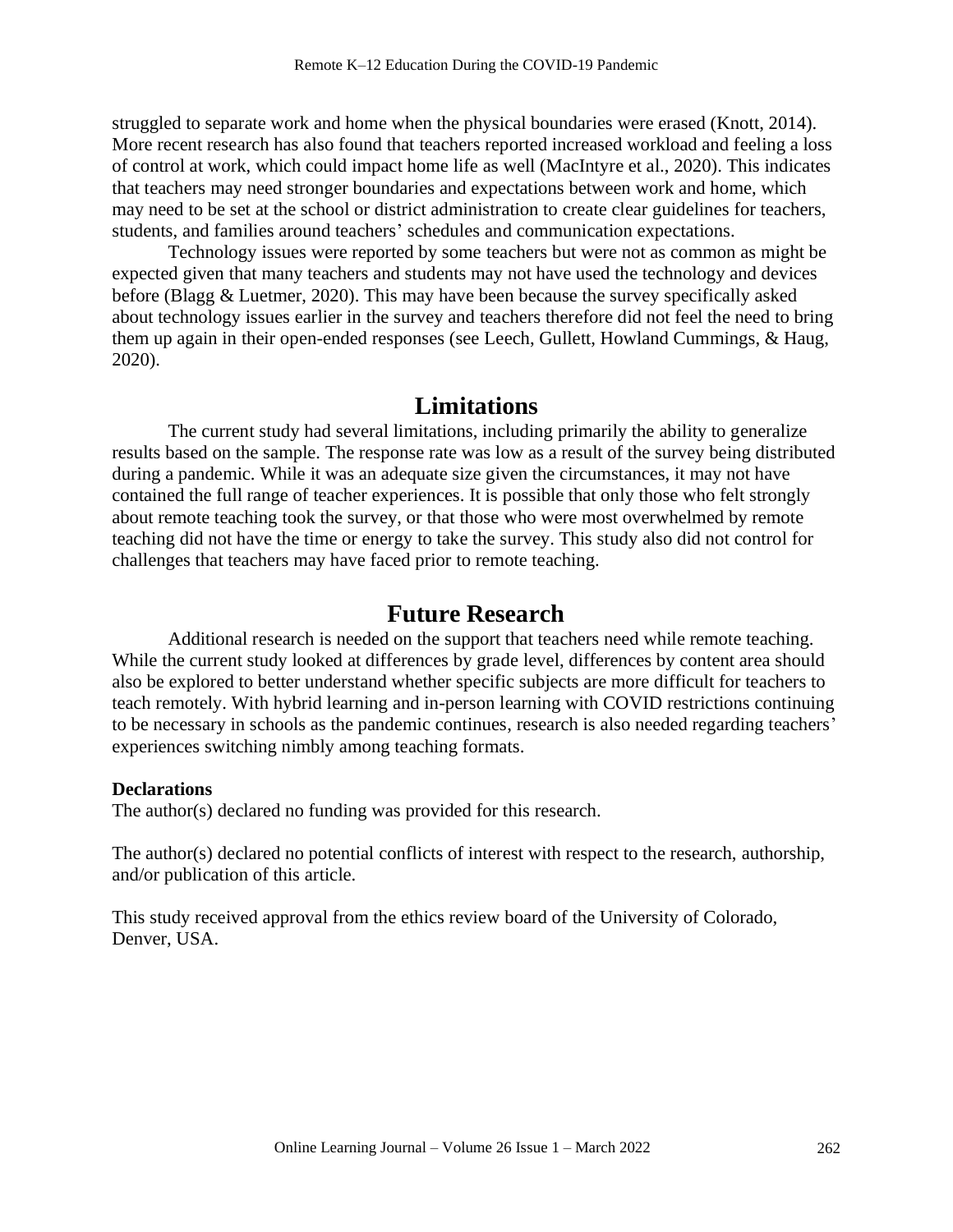struggled to separate work and home when the physical boundaries were erased (Knott, 2014). More recent research has also found that teachers reported increased workload and feeling a loss of control at work, which could impact home life as well (MacIntyre et al., 2020). This indicates that teachers may need stronger boundaries and expectations between work and home, which may need to be set at the school or district administration to create clear guidelines for teachers, students, and families around teachers' schedules and communication expectations.

Technology issues were reported by some teachers but were not as common as might be expected given that many teachers and students may not have used the technology and devices before (Blagg & Luetmer, 2020). This may have been because the survey specifically asked about technology issues earlier in the survey and teachers therefore did not feel the need to bring them up again in their open-ended responses (see Leech, Gullett, Howland Cummings, & Haug, 2020).

## Limitations

The current study had several limitations, including primarily the ability to generalize results based on the sample. The response rate was low as a result of the survey being distributed during a pandemic. While it was an adequate size given the circumstances, it may not have contained the full range of teacher experiences. It is possible that only those who felt strongly about remote teaching took the survey, or that those who were most overwhelmed by remote teaching did not have the time or energy to take the survey. This study also did not control for challenges that teachers may have faced prior to remote teaching.

## Future Research

Additional research is needed on the support that teachers need while remote teaching. While the current study looked at differences by grade level, differences by content area should also be explored to better understand whether specific subjects are more difficult for teachers to teach remotely. With hybrid learning and in-person learning with COVID restrictions continuing to be necessary in schools as the pandemic continues, research is also needed regarding teachers' experiences switching nimbly among teaching formats.

**Declarations**

The author(s) declared no funding was provided for this research.

The author(s) declared no potential conflicts of interest with respect to the research, authorship, and/or publication of this article.

This study received approval from the ethics review board of the University of Colorado, Denver, USA.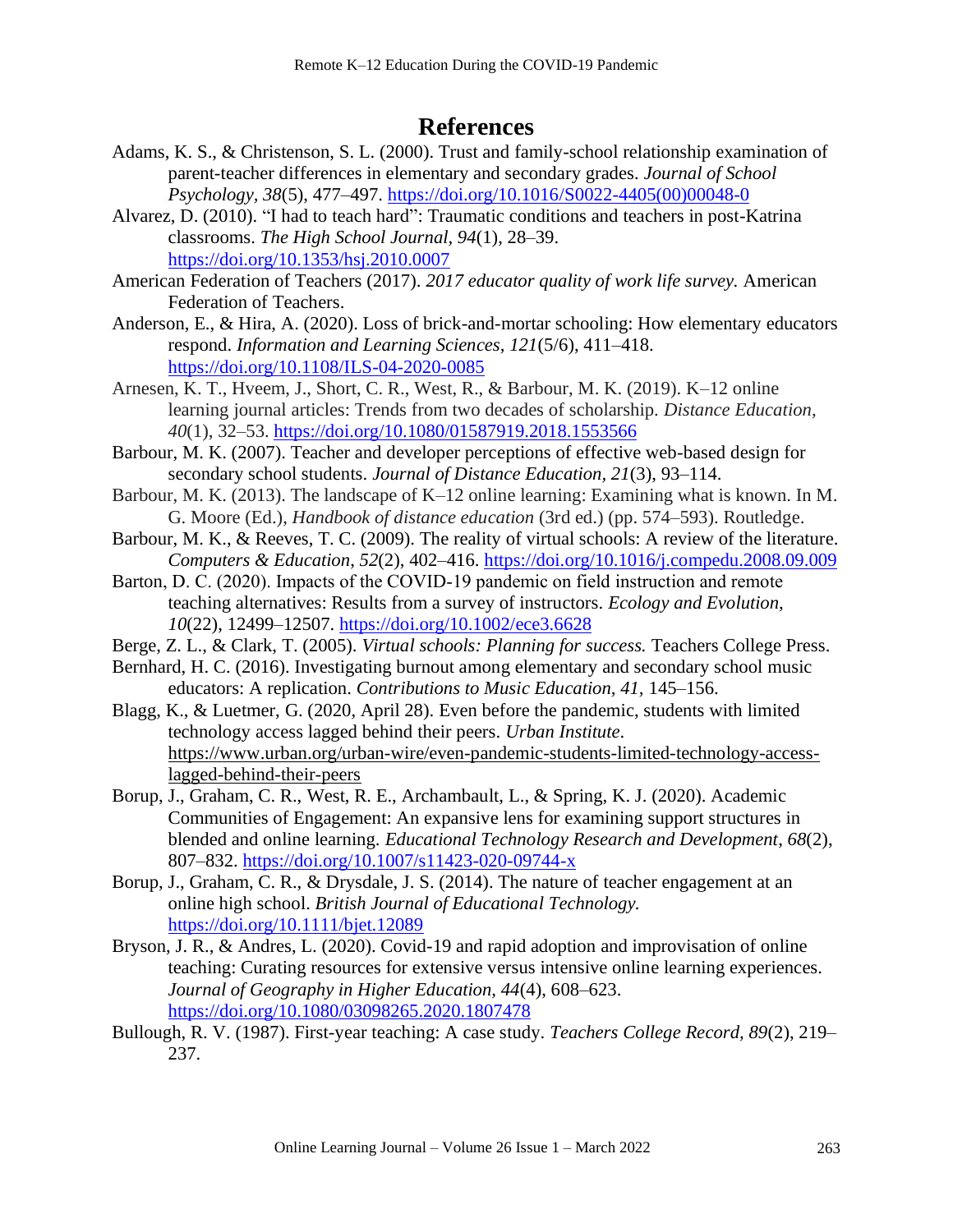# References

Adams, K. S., & Christenson, S. L. (2000). Trust and family-school relationship examination of parent-teacher differences in elementary and secondary grades. *Journal of School Psychology, 38*(5), 477–497. https://doi.org/10.1016/S0022-4405(00)00048-0

Alvarez, D. (2010). "I had to teach hard": Traumatic conditions and teachers in post-Katrina classrooms. *The High School Journal, 94*(1), 28–39. https://doi.org/10.1353/hsj.2010.0007

American Federation of Teachers (2017). *2017 educator quality of work life survey.* American Federation of Teachers.

Anderson, E., & Hira, A. (2020). Loss of brick-and-mortar schooling: How elementary educators respond. *Information and Learning Sciences, 121*(5/6), 411–418. https://doi.org/10.1108/ILS-04-2020-0085

Arnesen, K. T., Hveem, J., Short, C. R., West, R., & Barbour, M. K. (2019). K–12 online learning journal articles: Trends from two decades of scholarship. *Distance Education, 40*(1), 32–53. https://doi.org/10.1080/01587919.2018.1553566

Barbour, M. K. (2007). Teacher and developer perceptions of effective web-based design for secondary school students. *Journal of Distance Education, 21*(3), 93–114.

Barbour, M. K. (2013). The landscape of K–12 online learning: Examining what is known. In M. G. Moore (Ed.), *Handbook of distance education* (3rd ed.) (pp. 574–593). Routledge.

Barbour, M. K., & Reeves, T. C. (2009). The reality of virtual schools: A review of the literature. *Computers & Education*, *52*(2), 402–416. https://doi.org/10.1016/j.compedu.2008.09.009

Barton, D. C. (2020). Impacts of the COVID-19 pandemic on field instruction and remote teaching alternatives: Results from a survey of instructors. *Ecology and Evolution, 10*(22), 12499–12507. https://doi.org/10.1002/ece3.6628

Berge, Z. L., & Clark, T. (2005). *Virtual schools: Planning for success.* Teachers College Press.

Bernhard, H. C. (2016). Investigating burnout among elementary and secondary school music educators: A replication. *Contributions to Music Education, 41*, 145–156.

Blagg, K., & Luetmer, G. (2020, April 28). Even before the pandemic, students with limited technology access lagged behind their peers. *Urban Institute*. https://www.urban.org/urban-wire/even-pandemic-students-limited-technology-access-lagged-behind-their-peers

Borup, J., Graham, C. R., West, R. E., Archambault, L., & Spring, K. J. (2020). Academic Communities of Engagement: An expansive lens for examining support structures in blended and online learning. *Educational Technology Research and Development*, *68*(2), 807–832. https://doi.org/10.1007/s11423-020-09744-x

Borup, J., Graham, C. R., & Drysdale, J. S. (2014). The nature of teacher engagement at an online high school. *British Journal of Educational Technology.* https://doi.org/10.1111/bjet.12089

Bryson, J. R., & Andres, L. (2020). Covid-19 and rapid adoption and improvisation of online teaching: Curating resources for extensive versus intensive online learning experiences. *Journal of Geography in Higher Education, 44*(4), 608–623. https://doi.org/10.1080/03098265.2020.1807478

Bullough, R. V. (1987). First-year teaching: A case study. *Teachers College Record, 89*(2), 219–237.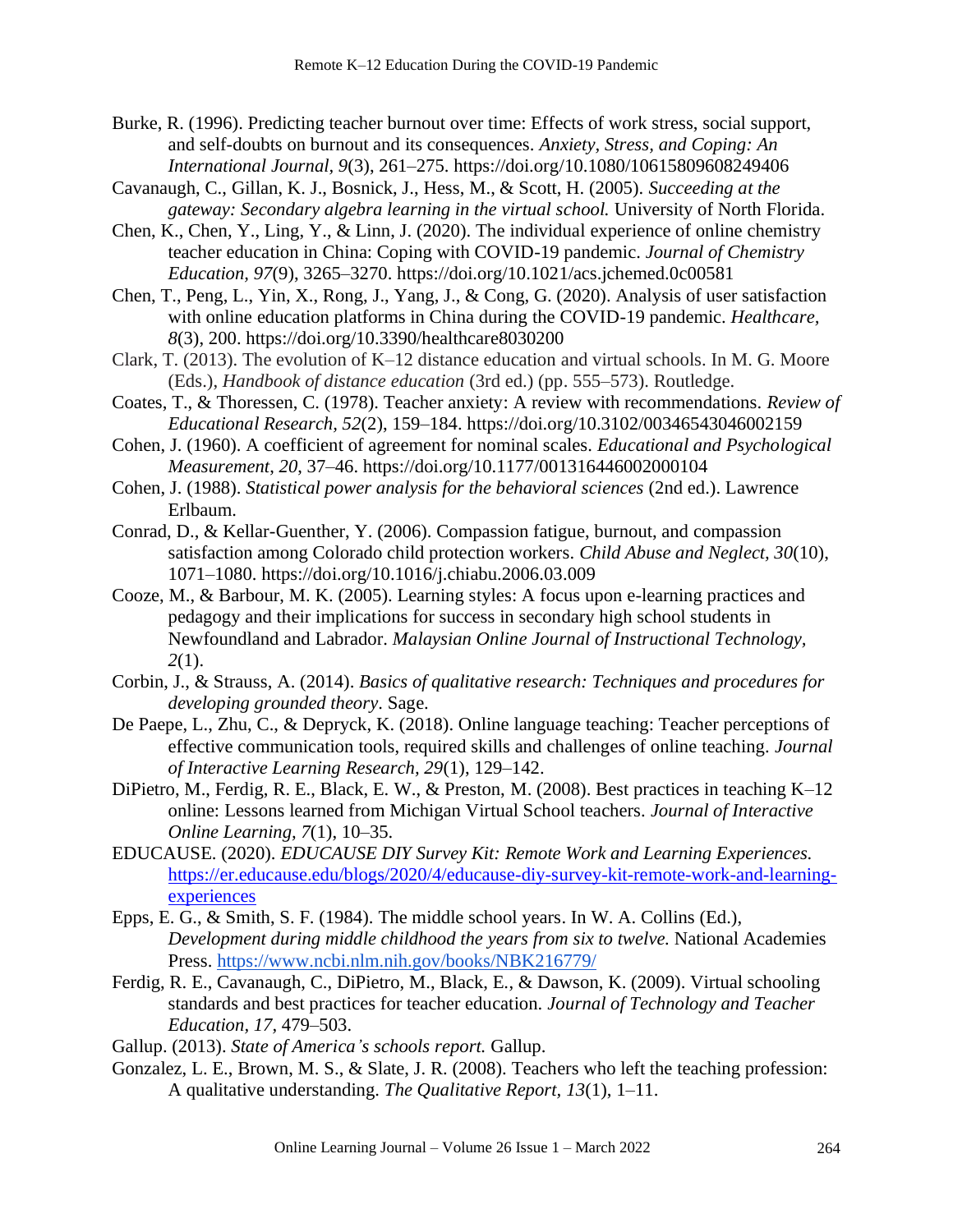Burke, R. (1996). Predicting teacher burnout over time: Effects of work stress, social support, and self-doubts on burnout and its consequences. *Anxiety, Stress, and Coping: An International Journal, 9*(3), 261–275. https://doi.org/10.1080/10615809608249406

Cavanaugh, C., Gillan, K. J., Bosnick, J., Hess, M., & Scott, H. (2005). *Succeeding at the gateway: Secondary algebra learning in the virtual school.* University of North Florida.

Chen, K., Chen, Y., Ling, Y., & Linn, J. (2020). The individual experience of online chemistry teacher education in China: Coping with COVID-19 pandemic. *Journal of Chemistry Education, 97*(9), 3265–3270. https://doi.org/10.1021/acs.jchemed.0c00581

Chen, T., Peng, L., Yin, X., Rong, J., Yang, J., & Cong, G. (2020). Analysis of user satisfaction with online education platforms in China during the COVID-19 pandemic. *Healthcare, 8*(3), 200. https://doi.org/10.3390/healthcare8030200

Clark, T. (2013). The evolution of K–12 distance education and virtual schools. In M. G. Moore (Eds.), *Handbook of distance education* (3rd ed.) (pp. 555–573). Routledge.

Coates, T., & Thoressen, C. (1978). Teacher anxiety: A review with recommendations. *Review of Educational Research, 52*(2), 159–184. https://doi.org/10.3102/00346543046002159

Cohen, J. (1960). A coefficient of agreement for nominal scales. *Educational and Psychological Measurement*, *20,* 37–46. https://doi.org/10.1177/001316446002000104

Cohen, J. (1988). *Statistical power analysis for the behavioral sciences* (2nd ed.). Lawrence Erlbaum.

Conrad, D., & Kellar-Guenther, Y. (2006). Compassion fatigue, burnout, and compassion satisfaction among Colorado child protection workers. *Child Abuse and Neglect, 30*(10), 1071–1080. https://doi.org/10.1016/j.chiabu.2006.03.009

Cooze, M., & Barbour, M. K. (2005). Learning styles: A focus upon e-learning practices and pedagogy and their implications for success in secondary high school students in Newfoundland and Labrador. *Malaysian Online Journal of Instructional Technology, 2*(1).

Corbin, J., & Strauss, A. (2014). *Basics of qualitative research: Techniques and procedures for developing grounded theory*. Sage.

De Paepe, L., Zhu, C., & Depryck, K. (2018). Online language teaching: Teacher perceptions of effective communication tools, required skills and challenges of online teaching. *Journal of Interactive Learning Research, 29*(1), 129–142.

DiPietro, M., Ferdig, R. E., Black, E. W., & Preston, M. (2008). Best practices in teaching K–12 online: Lessons learned from Michigan Virtual School teachers. *Journal of Interactive Online Learning, 7*(1), 10–35.

EDUCAUSE. (2020). *EDUCAUSE DIY Survey Kit: Remote Work and Learning Experiences.* https://er.educause.edu/blogs/2020/4/educause-diy-survey-kit-remote-work-and-learning-experiences

Epps, E. G., & Smith, S. F. (1984). The middle school years. In W. A. Collins (Ed.), *Development during middle childhood the years from six to twelve.* National Academies Press. https://www.ncbi.nlm.nih.gov/books/NBK216779/

Ferdig, R. E., Cavanaugh, C., DiPietro, M., Black, E., & Dawson, K. (2009). Virtual schooling standards and best practices for teacher education. *Journal of Technology and Teacher Education, 17,* 479–503.

Gallup. (2013). *State of America's schools report.* Gallup.

Gonzalez, L. E., Brown, M. S., & Slate, J. R. (2008). Teachers who left the teaching profession: A qualitative understanding. *The Qualitative Report*, *13*(1), 1–11.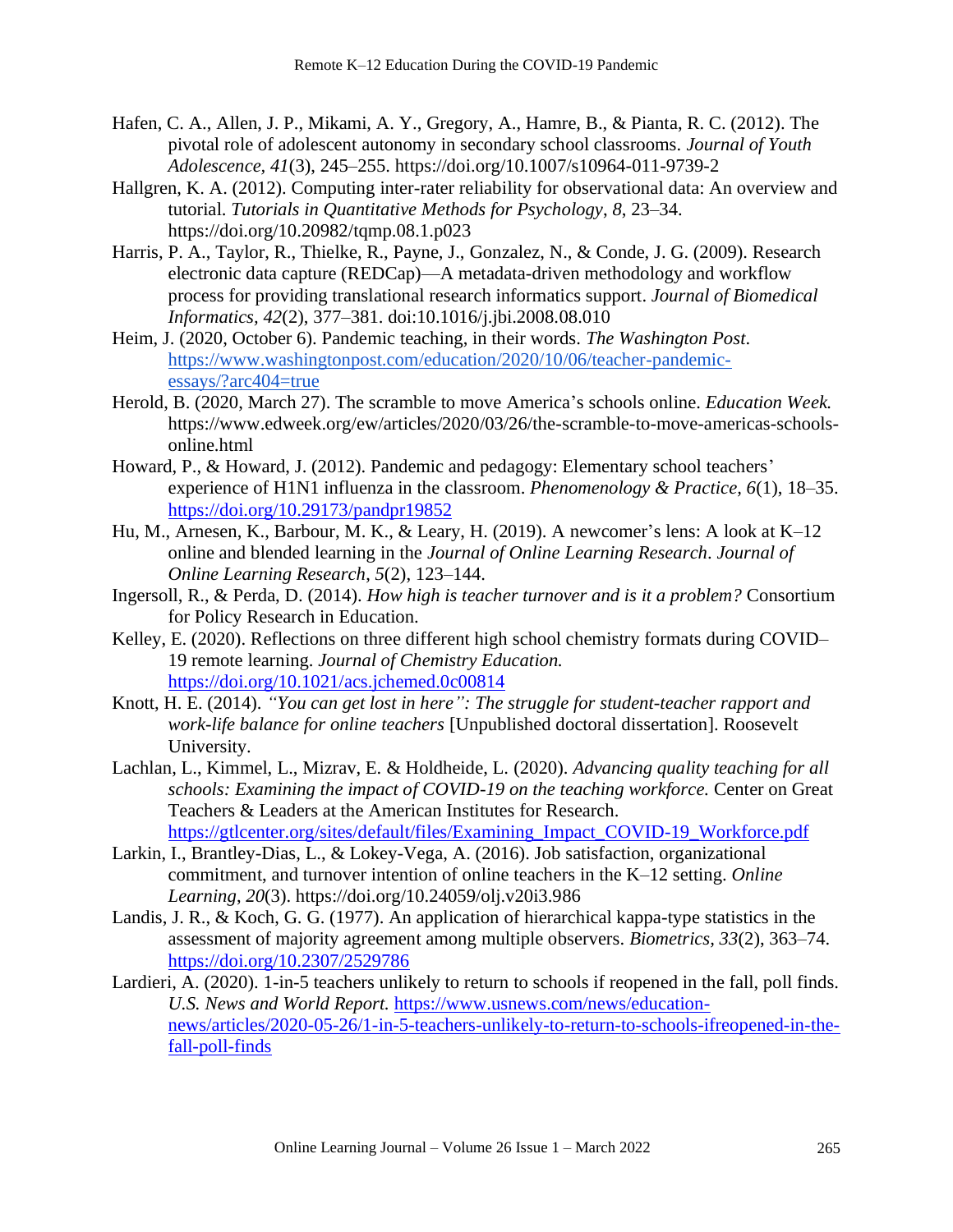Hafen, C. A., Allen, J. P., Mikami, A. Y., Gregory, A., Hamre, B., & Pianta, R. C. (2012). The pivotal role of adolescent autonomy in secondary school classrooms. *Journal of Youth Adolescence, 41*(3), 245–255. https://doi.org/10.1007/s10964-011-9739-2

Hallgren, K. A. (2012). Computing inter-rater reliability for observational data: An overview and tutorial. *Tutorials in Quantitative Methods for Psychology*, *8*, 23–34. https://doi.org/10.20982/tqmp.08.1.p023

Harris, P. A., Taylor, R., Thielke, R., Payne, J., Gonzalez, N., & Conde, J. G. (2009). Research electronic data capture (REDCap)—A metadata-driven methodology and workflow process for providing translational research informatics support. *Journal of Biomedical Informatics*, *42*(2), 377–381. doi:10.1016/j.jbi.2008.08.010

Heim, J. (2020, October 6). Pandemic teaching, in their words. *The Washington Post*. https://www.washingtonpost.com/education/2020/10/06/teacher-pandemic-essays/?arc404=true

Herold, B. (2020, March 27). The scramble to move America's schools online. *Education Week.* https://www.edweek.org/ew/articles/2020/03/26/the-scramble-to-move-americas-schools-online.html

Howard, P., & Howard, J. (2012). Pandemic and pedagogy: Elementary school teachers' experience of H1N1 influenza in the classroom. *Phenomenology & Practice*, *6*(1), 18–35. https://doi.org/10.29173/pandpr19852

Hu, M., Arnesen, K., Barbour, M. K., & Leary, H. (2019). A newcomer's lens: A look at K–12 online and blended learning in the *Journal of Online Learning Research*. *Journal of Online Learning Research*, *5*(2), 123–144.

Ingersoll, R., & Perda, D. (2014). *How high is teacher turnover and is it a problem?* Consortium for Policy Research in Education.

Kelley, E. (2020). Reflections on three different high school chemistry formats during COVID–19 remote learning. *Journal of Chemistry Education.* https://doi.org/10.1021/acs.jchemed.0c00814

Knott, H. E. (2014). *"You can get lost in here": The struggle for student-teacher rapport and work-life balance for online teachers* [Unpublished doctoral dissertation]. Roosevelt University.

Lachlan, L., Kimmel, L., Mizrav, E. & Holdheide, L. (2020). *Advancing quality teaching for all schools: Examining the impact of COVID-19 on the teaching workforce.* Center on Great Teachers & Leaders at the American Institutes for Research. https://gtlcenter.org/sites/default/files/Examining_Impact_COVID-19_Workforce.pdf

Larkin, I., Brantley-Dias, L., & Lokey-Vega, A. (2016). Job satisfaction, organizational commitment, and turnover intention of online teachers in the K–12 setting. *Online Learning*, *20*(3). https://doi.org/10.24059/olj.v20i3.986

Landis, J. R., & Koch, G. G. (1977). An application of hierarchical kappa-type statistics in the assessment of majority agreement among multiple observers. *Biometrics*, *33*(2), 363–74. https://doi.org/10.2307/2529786

Lardieri, A. (2020). 1-in-5 teachers unlikely to return to schools if reopened in the fall, poll finds. *U.S. News and World Report.* https://www.usnews.com/news/education-news/articles/2020-05-26/1-in-5-teachers-unlikely-to-return-to-schools-ifreopened-in-the-fall-poll-finds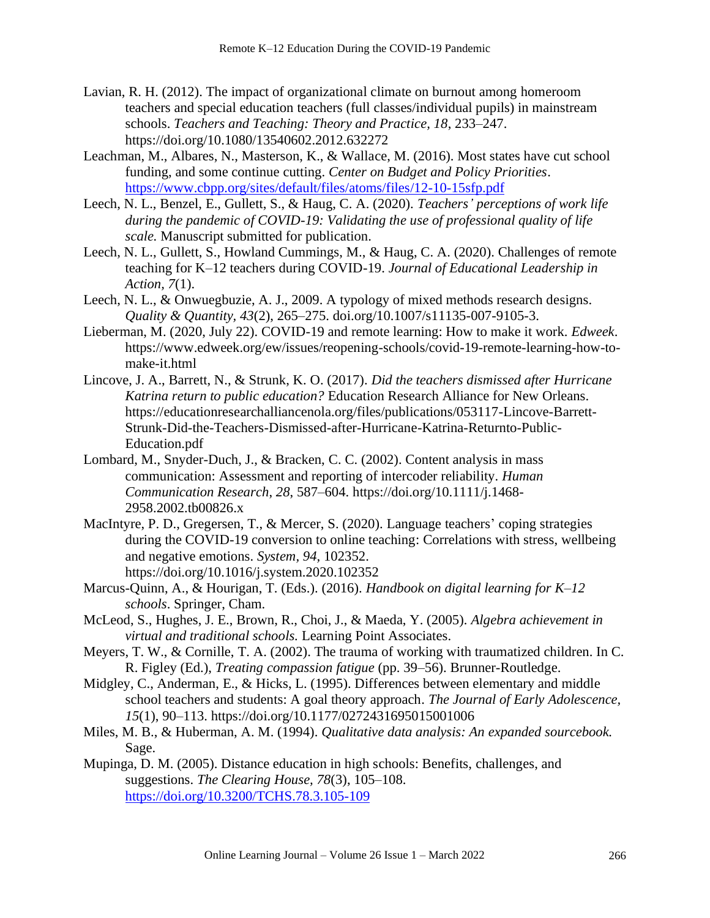Lavian, R. H. (2012). The impact of organizational climate on burnout among homeroom teachers and special education teachers (full classes/individual pupils) in mainstream schools. *Teachers and Teaching: Theory and Practice, 18*, 233–247. https://doi.org/10.1080/13540602.2012.632272

Leachman, M., Albares, N., Masterson, K., & Wallace, M. (2016). Most states have cut school funding, and some continue cutting. *Center on Budget and Policy Priorities*. https://www.cbpp.org/sites/default/files/atoms/files/12-10-15sfp.pdf

Leech, N. L., Benzel, E., Gullett, S., & Haug, C. A. (2020). *Teachers' perceptions of work life during the pandemic of COVID-19: Validating the use of professional quality of life scale.* Manuscript submitted for publication.

Leech, N. L., Gullett, S., Howland Cummings, M., & Haug, C. A. (2020). Challenges of remote teaching for K–12 teachers during COVID-19. *Journal of Educational Leadership in Action, 7*(1).

Leech, N. L., & Onwuegbuzie, A. J., 2009. A typology of mixed methods research designs. *Quality & Quantity, 43*(2), 265–275. doi.org/10.1007/s11135-007-9105-3.

Lieberman, M. (2020, July 22). COVID-19 and remote learning: How to make it work. *Edweek*. https://www.edweek.org/ew/issues/reopening-schools/covid-19-remote-learning-how-to-make-it.html

Lincove, J. A., Barrett, N., & Strunk, K. O. (2017). *Did the teachers dismissed after Hurricane Katrina return to public education?* Education Research Alliance for New Orleans. https://educationresearchalliancenola.org/files/publications/053117-Lincove-Barrett-Strunk-Did-the-Teachers-Dismissed-after-Hurricane-Katrina-Returnto-Public-Education.pdf

Lombard, M., Snyder-Duch, J., & Bracken, C. C. (2002). Content analysis in mass communication: Assessment and reporting of intercoder reliability. *Human Communication Research, 28*, 587–604. https://doi.org/10.1111/j.1468-2958.2002.tb00826.x

MacIntyre, P. D., Gregersen, T., & Mercer, S. (2020). Language teachers' coping strategies during the COVID-19 conversion to online teaching: Correlations with stress, wellbeing and negative emotions. *System, 94*, 102352. https://doi.org/10.1016/j.system.2020.102352

Marcus-Quinn, A., & Hourigan, T. (Eds.). (2016). *Handbook on digital learning for K–12 schools*. Springer, Cham.

McLeod, S., Hughes, J. E., Brown, R., Choi, J., & Maeda, Y. (2005). *Algebra achievement in virtual and traditional schools.* Learning Point Associates.

Meyers, T. W., & Cornille, T. A. (2002). The trauma of working with traumatized children. In C. R. Figley (Ed.), *Treating compassion fatigue* (pp. 39–56). Brunner-Routledge.

Midgley, C., Anderman, E., & Hicks, L. (1995). Differences between elementary and middle school teachers and students: A goal theory approach. *The Journal of Early Adolescence, 15*(1), 90–113. https://doi.org/10.1177/0272431695015001006

Miles, M. B., & Huberman, A. M. (1994). *Qualitative data analysis: An expanded sourcebook.* Sage.

Mupinga, D. M. (2005). Distance education in high schools: Benefits, challenges, and suggestions. *The Clearing House, 78*(3), 105–108. https://doi.org/10.3200/TCHS.78.3.105-109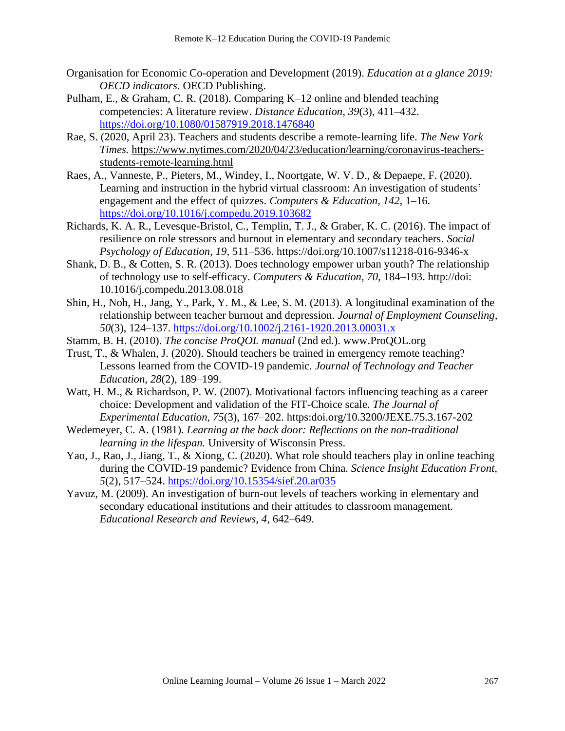Organisation for Economic Co-operation and Development (2019). *Education at a glance 2019: OECD indicators.* OECD Publishing.

Pulham, E., & Graham, C. R. (2018). Comparing K–12 online and blended teaching competencies: A literature review. *Distance Education*, *39*(3), 411–432. https://doi.org/10.1080/01587919.2018.1476840

Rae, S. (2020, April 23). Teachers and students describe a remote-learning life. *The New York Times.* https://www.nytimes.com/2020/04/23/education/learning/coronavirus-teachers-students-remote-learning.html

Raes, A., Vanneste, P., Pieters, M., Windey, I., Noortgate, W. V. D., & Depaepe, F. (2020). Learning and instruction in the hybrid virtual classroom: An investigation of students' engagement and the effect of quizzes. *Computers & Education*, *142,* 1–16. https://doi.org/10.1016/j.compedu.2019.103682

Richards, K. A. R., Levesque-Bristol, C., Templin, T. J., & Graber, K. C. (2016). The impact of resilience on role stressors and burnout in elementary and secondary teachers. *Social Psychology of Education, 19*, 511–536. https://doi.org/10.1007/s11218-016-9346-x

Shank, D. B., & Cotten, S. R. (2013). Does technology empower urban youth? The relationship of technology use to self-efficacy. *Computers & Education, 70,* 184–193. http://doi: 10.1016/j.compedu.2013.08.018

Shin, H., Noh, H., Jang, Y., Park, Y. M., & Lee, S. M. (2013). A longitudinal examination of the relationship between teacher burnout and depression. *Journal of Employment Counseling, 50*(3), 124–137. https://doi.org/10.1002/j.2161-1920.2013.00031.x

Stamm, B. H. (2010). *The concise ProQOL manual* (2nd ed.). www.ProQOL.org

Trust, T., & Whalen, J. (2020). Should teachers be trained in emergency remote teaching? Lessons learned from the COVID-19 pandemic. *Journal of Technology and Teacher Education, 28*(2), 189–199.

Watt, H. M., & Richardson, P. W. (2007). Motivational factors influencing teaching as a career choice: Development and validation of the FIT-Choice scale. *The Journal of Experimental Education, 75*(3), 167–202. https:doi.org/10.3200/JEXE.75.3.167-202

Wedemeyer, C. A. (1981). *Learning at the back door: Reflections on the non-traditional learning in the lifespan.* University of Wisconsin Press.

Yao, J., Rao, J., Jiang, T., & Xiong, C. (2020). What role should teachers play in online teaching during the COVID-19 pandemic? Evidence from China. *Science Insight Education Front, 5*(2), 517–524. https://doi.org/10.15354/sief.20.ar035

Yavuz, M. (2009). An investigation of burn-out levels of teachers working in elementary and secondary educational institutions and their attitudes to classroom management. *Educational Research and Reviews, 4*, 642–649.